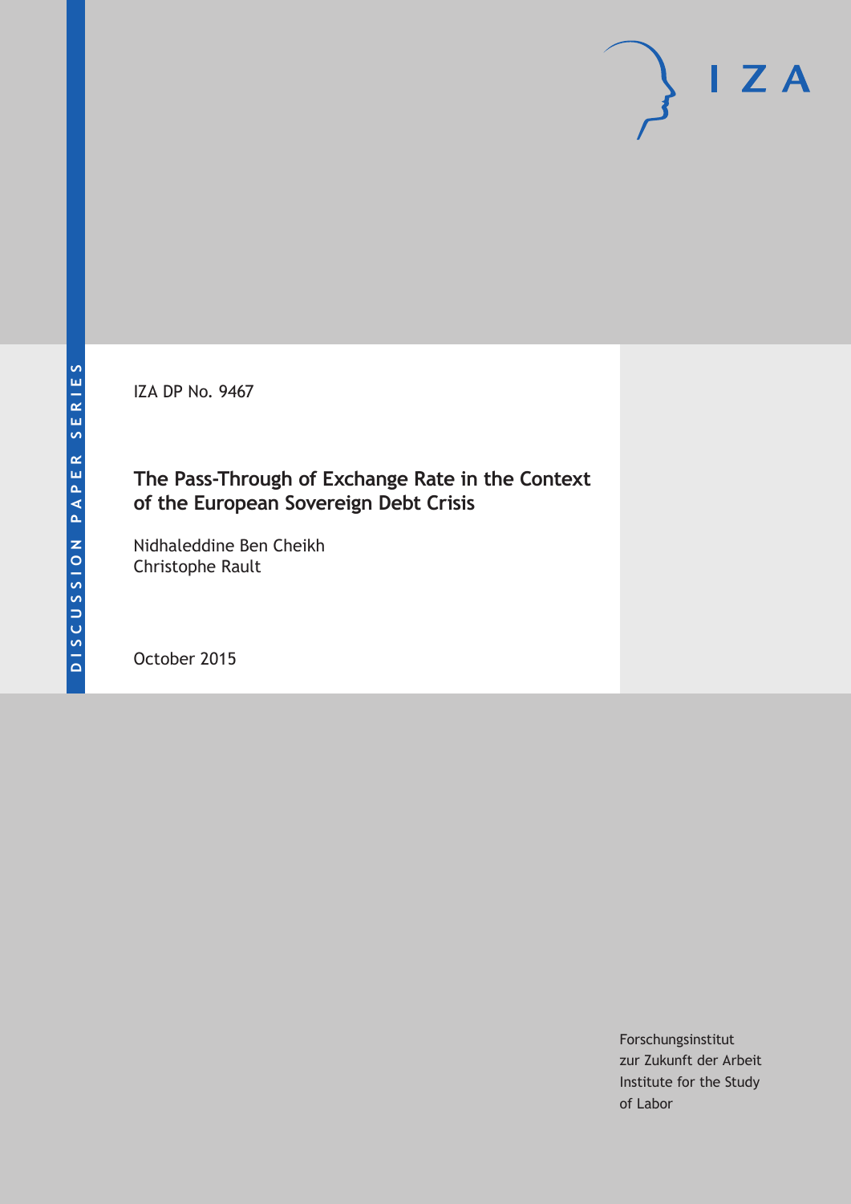DISCUSSION PAPER SERIES

IZA DP No. 9467

# The Pass-Through of Exchange Rate in the Context of the European Sovereign Debt Crisis

Nidhaleddine Ben Cheikh
Christophe Rault

October 2015

Forschungsinstitut
zur Zukunft der Arbeit
Institute for the Study
of Labor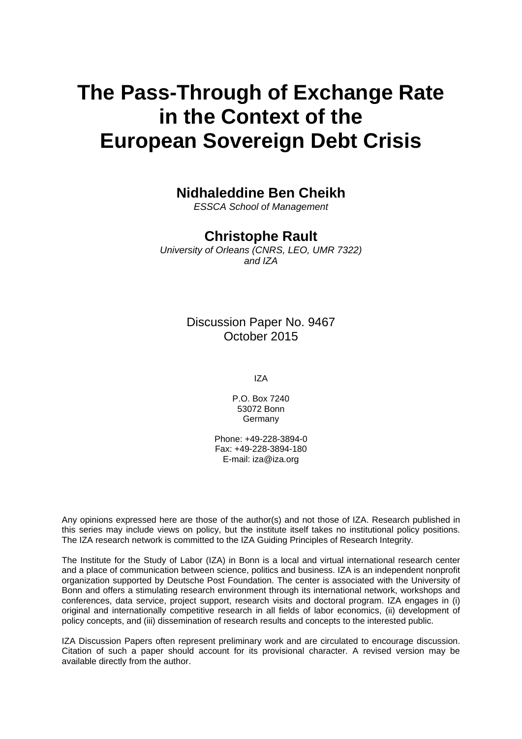# The Pass-Through of Exchange Rate in the Context of the European Sovereign Debt Crisis

**Nidhaleddine Ben Cheikh**

*ESSCA School of Management*

**Christophe Rault**

*University of Orleans (CNRS, LEO, UMR 7322) and IZA*

Discussion Paper No. 9467
October 2015

IZA

P.O. Box 7240
53072 Bonn
Germany

Phone: +49-228-3894-0
Fax: +49-228-3894-180
E-mail: iza@iza.org

Any opinions expressed here are those of the author(s) and not those of IZA. Research published in this series may include views on policy, but the institute itself takes no institutional policy positions. The IZA research network is committed to the IZA Guiding Principles of Research Integrity.

The Institute for the Study of Labor (IZA) in Bonn is a local and virtual international research center and a place of communication between science, politics and business. IZA is an independent nonprofit organization supported by Deutsche Post Foundation. The center is associated with the University of Bonn and offers a stimulating research environment through its international network, workshops and conferences, data service, project support, research visits and doctoral program. IZA engages in (i) original and internationally competitive research in all fields of labor economics, (ii) development of policy concepts, and (iii) dissemination of research results and concepts to the interested public.

IZA Discussion Papers often represent preliminary work and are circulated to encourage discussion. Citation of such a paper should account for its provisional character. A revised version may be available directly from the author.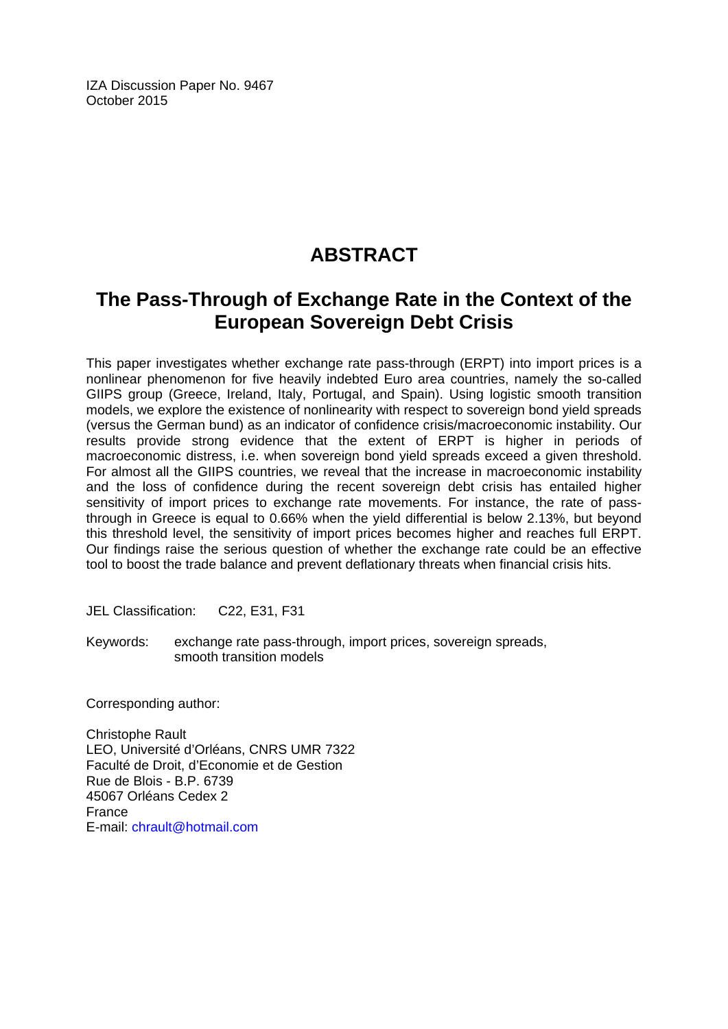IZA Discussion Paper No. 9467
October 2015

# ABSTRACT

## The Pass-Through of Exchange Rate in the Context of the European Sovereign Debt Crisis

This paper investigates whether exchange rate pass-through (ERPT) into import prices is a nonlinear phenomenon for five heavily indebted Euro area countries, namely the so-called GIIPS group (Greece, Ireland, Italy, Portugal, and Spain). Using logistic smooth transition models, we explore the existence of nonlinearity with respect to sovereign bond yield spreads (versus the German bund) as an indicator of confidence crisis/macroeconomic instability. Our results provide strong evidence that the extent of ERPT is higher in periods of macroeconomic distress, i.e. when sovereign bond yield spreads exceed a given threshold. For almost all the GIIPS countries, we reveal that the increase in macroeconomic instability and the loss of confidence during the recent sovereign debt crisis has entailed higher sensitivity of import prices to exchange rate movements. For instance, the rate of pass-through in Greece is equal to 0.66% when the yield differential is below 2.13%, but beyond this threshold level, the sensitivity of import prices becomes higher and reaches full ERPT. Our findings raise the serious question of whether the exchange rate could be an effective tool to boost the trade balance and prevent deflationary threats when financial crisis hits.

JEL Classification: C22, E31, F31

Keywords: exchange rate pass-through, import prices, sovereign spreads, smooth transition models

Corresponding author:

Christophe Rault
LEO, Université d'Orléans, CNRS UMR 7322
Faculté de Droit, d'Economie et de Gestion
Rue de Blois - B.P. 6739
45067 Orléans Cedex 2
France
E-mail: chrault@hotmail.com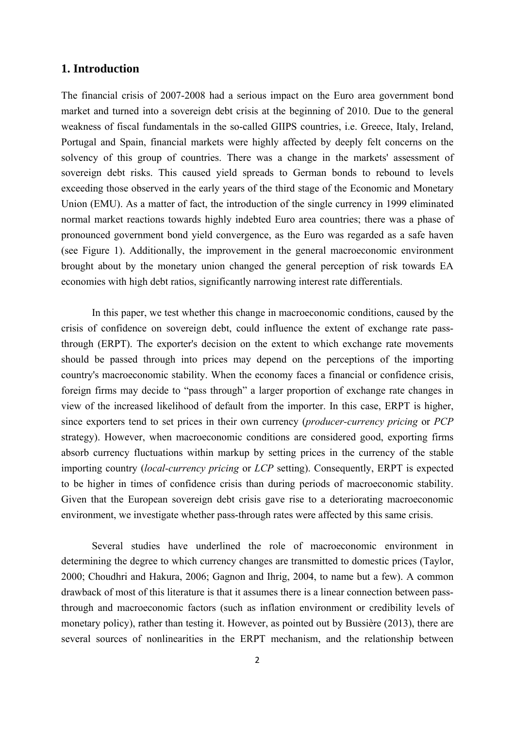## 1. Introduction

The financial crisis of 2007-2008 had a serious impact on the Euro area government bond market and turned into a sovereign debt crisis at the beginning of 2010. Due to the general weakness of fiscal fundamentals in the so-called GIIPS countries, i.e. Greece, Italy, Ireland, Portugal and Spain, financial markets were highly affected by deeply felt concerns on the solvency of this group of countries. There was a change in the markets' assessment of sovereign debt risks. This caused yield spreads to German bonds to rebound to levels exceeding those observed in the early years of the third stage of the Economic and Monetary Union (EMU). As a matter of fact, the introduction of the single currency in 1999 eliminated normal market reactions towards highly indebted Euro area countries; there was a phase of pronounced government bond yield convergence, as the Euro was regarded as a safe haven (see Figure 1). Additionally, the improvement in the general macroeconomic environment brought about by the monetary union changed the general perception of risk towards EA economies with high debt ratios, significantly narrowing interest rate differentials.

In this paper, we test whether this change in macroeconomic conditions, caused by the crisis of confidence on sovereign debt, could influence the extent of exchange rate pass-through (ERPT). The exporter's decision on the extent to which exchange rate movements should be passed through into prices may depend on the perceptions of the importing country's macroeconomic stability. When the economy faces a financial or confidence crisis, foreign firms may decide to "pass through" a larger proportion of exchange rate changes in view of the increased likelihood of default from the importer. In this case, ERPT is higher, since exporters tend to set prices in their own currency (*producer-currency pricing* or *PCP* strategy). However, when macroeconomic conditions are considered good, exporting firms absorb currency fluctuations within markup by setting prices in the currency of the stable importing country (*local-currency pricing* or *LCP* setting). Consequently, ERPT is expected to be higher in times of confidence crisis than during periods of macroeconomic stability. Given that the European sovereign debt crisis gave rise to a deteriorating macroeconomic environment, we investigate whether pass-through rates were affected by this same crisis.

Several studies have underlined the role of macroeconomic environment in determining the degree to which currency changes are transmitted to domestic prices (Taylor, 2000; Choudhri and Hakura, 2006; Gagnon and Ihrig, 2004, to name but a few). A common drawback of most of this literature is that it assumes there is a linear connection between pass-through and macroeconomic factors (such as inflation environment or credibility levels of monetary policy), rather than testing it. However, as pointed out by Bussière (2013), there are several sources of nonlinearities in the ERPT mechanism, and the relationship between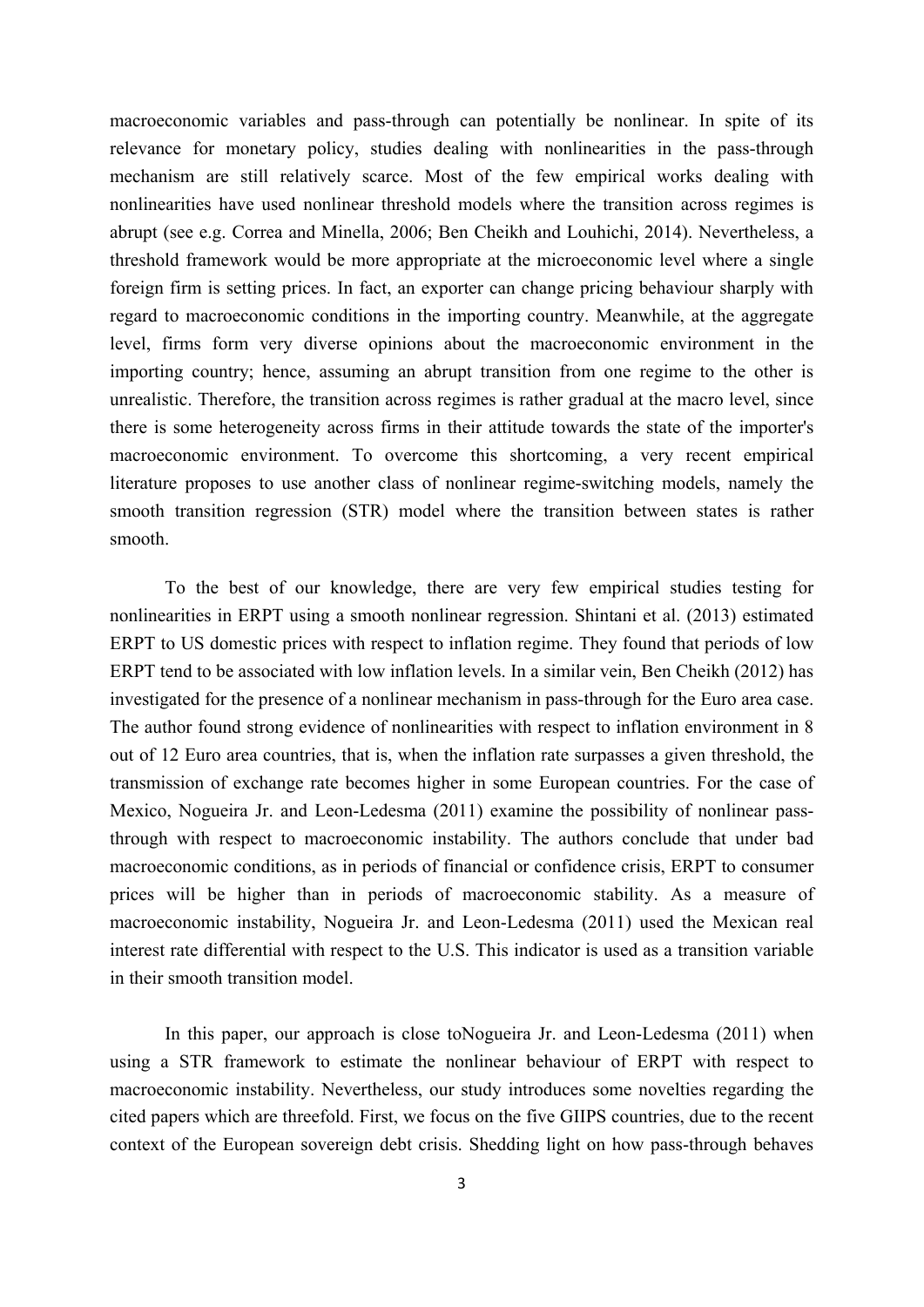macroeconomic variables and pass-through can potentially be nonlinear. In spite of its relevance for monetary policy, studies dealing with nonlinearities in the pass-through mechanism are still relatively scarce. Most of the few empirical works dealing with nonlinearities have used nonlinear threshold models where the transition across regimes is abrupt (see e.g. Correa and Minella, 2006; Ben Cheikh and Louhichi, 2014). Nevertheless, a threshold framework would be more appropriate at the microeconomic level where a single foreign firm is setting prices. In fact, an exporter can change pricing behaviour sharply with regard to macroeconomic conditions in the importing country. Meanwhile, at the aggregate level, firms form very diverse opinions about the macroeconomic environment in the importing country; hence, assuming an abrupt transition from one regime to the other is unrealistic. Therefore, the transition across regimes is rather gradual at the macro level, since there is some heterogeneity across firms in their attitude towards the state of the importer's macroeconomic environment. To overcome this shortcoming, a very recent empirical literature proposes to use another class of nonlinear regime-switching models, namely the smooth transition regression (STR) model where the transition between states is rather smooth.

To the best of our knowledge, there are very few empirical studies testing for nonlinearities in ERPT using a smooth nonlinear regression. Shintani et al. (2013) estimated ERPT to US domestic prices with respect to inflation regime. They found that periods of low ERPT tend to be associated with low inflation levels. In a similar vein, Ben Cheikh (2012) has investigated for the presence of a nonlinear mechanism in pass-through for the Euro area case. The author found strong evidence of nonlinearities with respect to inflation environment in 8 out of 12 Euro area countries, that is, when the inflation rate surpasses a given threshold, the transmission of exchange rate becomes higher in some European countries. For the case of Mexico, Nogueira Jr. and Leon-Ledesma (2011) examine the possibility of nonlinear pass-through with respect to macroeconomic instability. The authors conclude that under bad macroeconomic conditions, as in periods of financial or confidence crisis, ERPT to consumer prices will be higher than in periods of macroeconomic stability. As a measure of macroeconomic instability, Nogueira Jr. and Leon-Ledesma (2011) used the Mexican real interest rate differential with respect to the U.S. This indicator is used as a transition variable in their smooth transition model.

In this paper, our approach is close toNogueira Jr. and Leon-Ledesma (2011) when using a STR framework to estimate the nonlinear behaviour of ERPT with respect to macroeconomic instability. Nevertheless, our study introduces some novelties regarding the cited papers which are threefold. First, we focus on the five GIIPS countries, due to the recent context of the European sovereign debt crisis. Shedding light on how pass-through behaves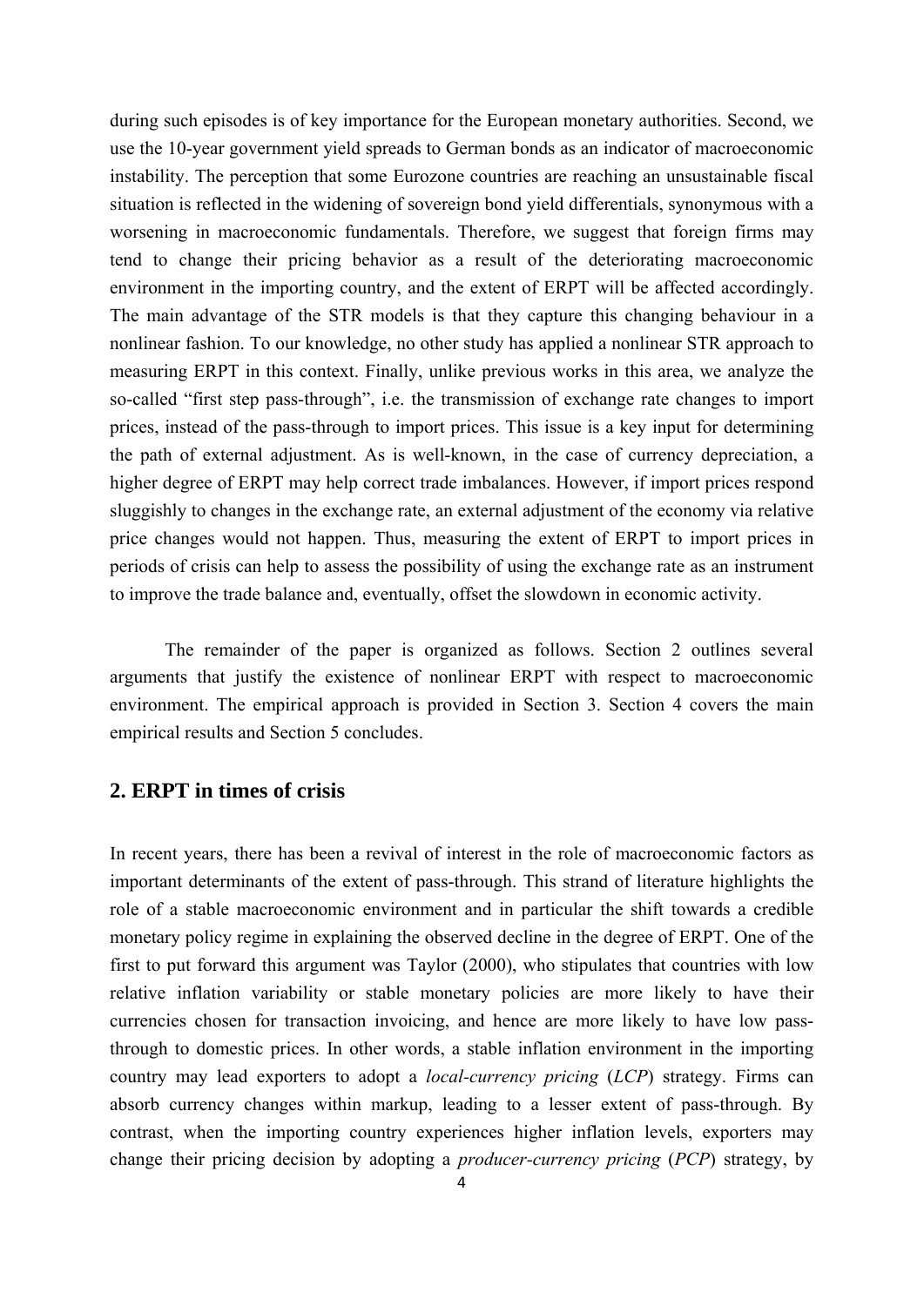during such episodes is of key importance for the European monetary authorities. Second, we use the 10-year government yield spreads to German bonds as an indicator of macroeconomic instability. The perception that some Eurozone countries are reaching an unsustainable fiscal situation is reflected in the widening of sovereign bond yield differentials, synonymous with a worsening in macroeconomic fundamentals. Therefore, we suggest that foreign firms may tend to change their pricing behavior as a result of the deteriorating macroeconomic environment in the importing country, and the extent of ERPT will be affected accordingly. The main advantage of the STR models is that they capture this changing behaviour in a nonlinear fashion. To our knowledge, no other study has applied a nonlinear STR approach to measuring ERPT in this context. Finally, unlike previous works in this area, we analyze the so-called "first step pass-through", i.e. the transmission of exchange rate changes to import prices, instead of the pass-through to import prices. This issue is a key input for determining the path of external adjustment. As is well-known, in the case of currency depreciation, a higher degree of ERPT may help correct trade imbalances. However, if import prices respond sluggishly to changes in the exchange rate, an external adjustment of the economy via relative price changes would not happen. Thus, measuring the extent of ERPT to import prices in periods of crisis can help to assess the possibility of using the exchange rate as an instrument to improve the trade balance and, eventually, offset the slowdown in economic activity.

The remainder of the paper is organized as follows. Section 2 outlines several arguments that justify the existence of nonlinear ERPT with respect to macroeconomic environment. The empirical approach is provided in Section 3. Section 4 covers the main empirical results and Section 5 concludes.

## 2. ERPT in times of crisis

In recent years, there has been a revival of interest in the role of macroeconomic factors as important determinants of the extent of pass-through. This strand of literature highlights the role of a stable macroeconomic environment and in particular the shift towards a credible monetary policy regime in explaining the observed decline in the degree of ERPT. One of the first to put forward this argument was Taylor (2000), who stipulates that countries with low relative inflation variability or stable monetary policies are more likely to have their currencies chosen for transaction invoicing, and hence are more likely to have low pass-through to domestic prices. In other words, a stable inflation environment in the importing country may lead exporters to adopt a *local-currency pricing* (*LCP*) strategy. Firms can absorb currency changes within markup, leading to a lesser extent of pass-through. By contrast, when the importing country experiences higher inflation levels, exporters may change their pricing decision by adopting a *producer-currency pricing* (*PCP*) strategy, by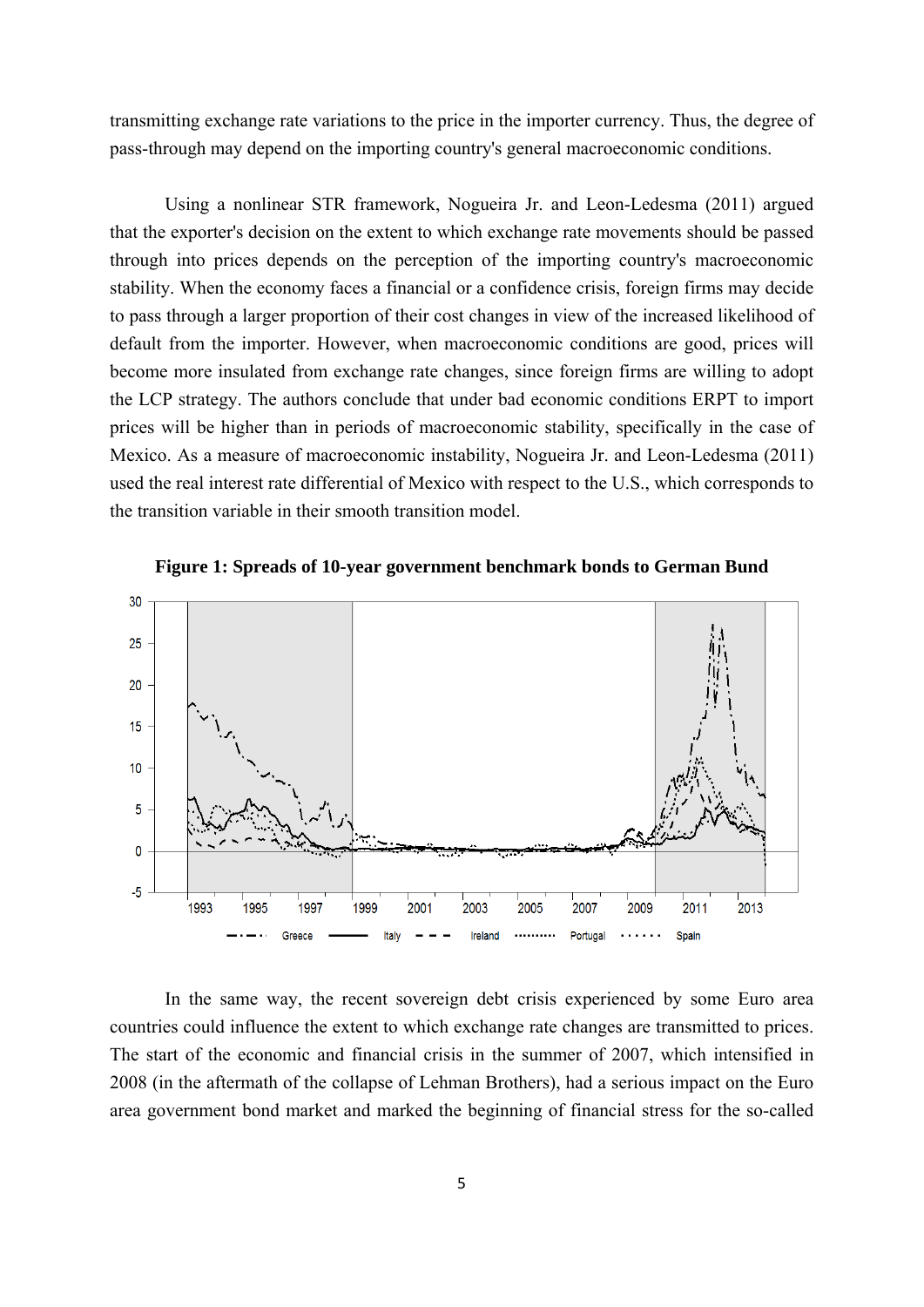transmitting exchange rate variations to the price in the importer currency. Thus, the degree of pass-through may depend on the importing country's general macroeconomic conditions.

Using a nonlinear STR framework, Nogueira Jr. and Leon-Ledesma (2011) argued that the exporter's decision on the extent to which exchange rate movements should be passed through into prices depends on the perception of the importing country's macroeconomic stability. When the economy faces a financial or a confidence crisis, foreign firms may decide to pass through a larger proportion of their cost changes in view of the increased likelihood of default from the importer. However, when macroeconomic conditions are good, prices will become more insulated from exchange rate changes, since foreign firms are willing to adopt the LCP strategy. The authors conclude that under bad economic conditions ERPT to import prices will be higher than in periods of macroeconomic stability, specifically in the case of Mexico. As a measure of macroeconomic instability, Nogueira Jr. and Leon-Ledesma (2011) used the real interest rate differential of Mexico with respect to the U.S., which corresponds to the transition variable in their smooth transition model.

**Figure 1: Spreads of 10-year government benchmark bonds to German Bund**

In the same way, the recent sovereign debt crisis experienced by some Euro area countries could influence the extent to which exchange rate changes are transmitted to prices. The start of the economic and financial crisis in the summer of 2007, which intensified in 2008 (in the aftermath of the collapse of Lehman Brothers), had a serious impact on the Euro area government bond market and marked the beginning of financial stress for the so-called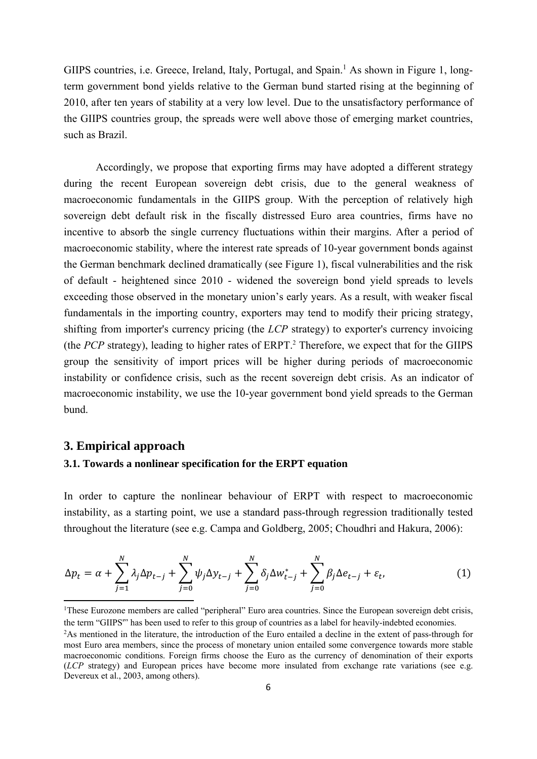GIIPS countries, i.e. Greece, Ireland, Italy, Portugal, and Spain.[1] As shown in Figure 1, long-term government bond yields relative to the German bund started rising at the beginning of 2010, after ten years of stability at a very low level. Due to the unsatisfactory performance of the GIIPS countries group, the spreads were well above those of emerging market countries, such as Brazil.

Accordingly, we propose that exporting firms may have adopted a different strategy during the recent European sovereign debt crisis, due to the general weakness of macroeconomic fundamentals in the GIIPS group. With the perception of relatively high sovereign debt default risk in the fiscally distressed Euro area countries, firms have no incentive to absorb the single currency fluctuations within their margins. After a period of macroeconomic stability, where the interest rate spreads of 10-year government bonds against the German benchmark declined dramatically (see Figure 1), fiscal vulnerabilities and the risk of default - heightened since 2010 - widened the sovereign bond yield spreads to levels exceeding those observed in the monetary union's early years. As a result, with weaker fiscal fundamentals in the importing country, exporters may tend to modify their pricing strategy, shifting from importer's currency pricing (the *LCP* strategy) to exporter's currency invoicing (the *PCP* strategy), leading to higher rates of ERPT.[2] Therefore, we expect that for the GIIPS group the sensitivity of import prices will be higher during periods of macroeconomic instability or confidence crisis, such as the recent sovereign debt crisis. As an indicator of macroeconomic instability, we use the 10-year government bond yield spreads to the German bund.

## 3. Empirical approach

### 3.1. Towards a nonlinear specification for the ERPT equation

In order to capture the nonlinear behaviour of ERPT with respect to macroeconomic instability, as a starting point, we use a standard pass-through regression traditionally tested throughout the literature (see e.g. Campa and Goldberg, 2005; Choudhri and Hakura, 2006):

$$\Delta p_t = \alpha + \sum_{j=1}^{N} \lambda_j \Delta p_{t-j} + \sum_{j=0}^{N} \psi_j \Delta y_{t-j} + \sum_{j=0}^{N} \delta_j \Delta w_{t-j}^{*} + \sum_{j=0}^{N} \beta_j \Delta e_{t-j} + \varepsilon_t, \tag{1}$$

[1]These Eurozone members are called "peripheral" Euro area countries. Since the European sovereign debt crisis, the term "GIIPS"' has been used to refer to this group of countries as a label for heavily-indebted economies.

[2]As mentioned in the literature, the introduction of the Euro entailed a decline in the extent of pass-through for most Euro area members, since the process of monetary union entailed some convergence towards more stable macroeconomic conditions. Foreign firms choose the Euro as the currency of denomination of their exports (*LCP* strategy) and European prices have become more insulated from exchange rate variations (see e.g. Devereux et al., 2003, among others).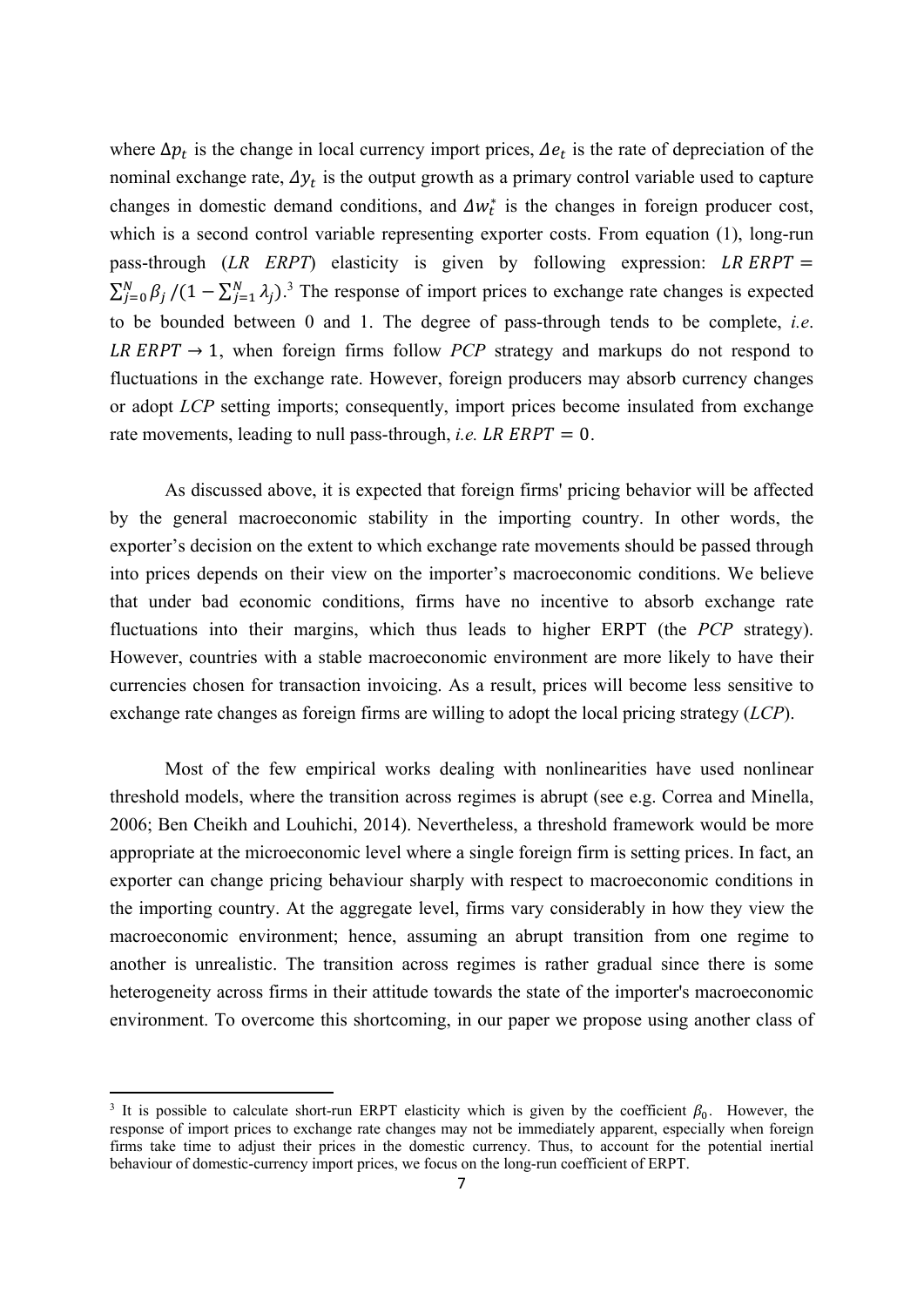where $\Delta p_t$ is the change in local currency import prices, $\Delta e_t$ is the rate of depreciation of the nominal exchange rate, $\Delta y_t$ is the output growth as a primary control variable used to capture changes in domestic demand conditions, and $\Delta w_t^*$ is the changes in foreign producer cost, which is a second control variable representing exporter costs. From equation (1), long-run pass-through (*LR ERPT*) elasticity is given by following expression: $LR\, ERPT = \sum_{j=0}^{N} \beta_j / (1 - \sum_{j=1}^{N} \lambda_j)$.[3] The response of import prices to exchange rate changes is expected to be bounded between 0 and 1. The degree of pass-through tends to be complete, *i.e.* $LR\, ERPT \rightarrow 1$, when foreign firms follow *PCP* strategy and markups do not respond to fluctuations in the exchange rate. However, foreign producers may absorb currency changes or adopt *LCP* setting imports; consequently, import prices become insulated from exchange rate movements, leading to null pass-through, *i.e.* $LR\, ERPT = 0$.

As discussed above, it is expected that foreign firms' pricing behavior will be affected by the general macroeconomic stability in the importing country. In other words, the exporter's decision on the extent to which exchange rate movements should be passed through into prices depends on their view on the importer's macroeconomic conditions. We believe that under bad economic conditions, firms have no incentive to absorb exchange rate fluctuations into their margins, which thus leads to higher ERPT (the *PCP* strategy). However, countries with a stable macroeconomic environment are more likely to have their currencies chosen for transaction invoicing. As a result, prices will become less sensitive to exchange rate changes as foreign firms are willing to adopt the local pricing strategy (*LCP*).

Most of the few empirical works dealing with nonlinearities have used nonlinear threshold models, where the transition across regimes is abrupt (see e.g. Correa and Minella, 2006; Ben Cheikh and Louhichi, 2014). Nevertheless, a threshold framework would be more appropriate at the microeconomic level where a single foreign firm is setting prices. In fact, an exporter can change pricing behaviour sharply with respect to macroeconomic conditions in the importing country. At the aggregate level, firms vary considerably in how they view the macroeconomic environment; hence, assuming an abrupt transition from one regime to another is unrealistic. The transition across regimes is rather gradual since there is some heterogeneity across firms in their attitude towards the state of the importer's macroeconomic environment. To overcome this shortcoming, in our paper we propose using another class of

[3] It is possible to calculate short-run ERPT elasticity which is given by the coefficient $\beta_0$. However, the response of import prices to exchange rate changes may not be immediately apparent, especially when foreign firms take time to adjust their prices in the domestic currency. Thus, to account for the potential inertial behaviour of domestic-currency import prices, we focus on the long-run coefficient of ERPT.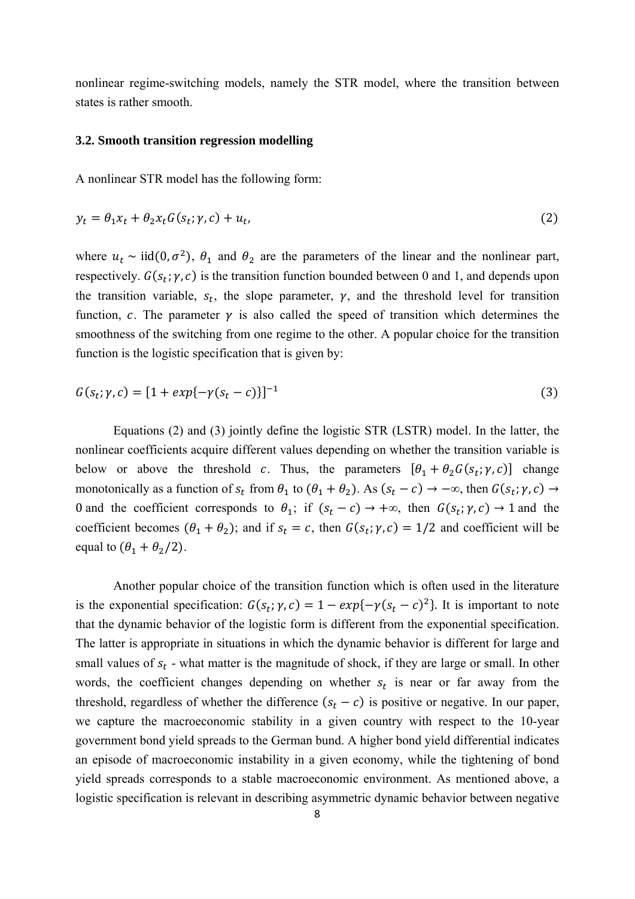nonlinear regime-switching models, namely the STR model, where the transition between states is rather smooth.

### 3.2. Smooth transition regression modelling

A nonlinear STR model has the following form:

$$y_t = \theta_1 x_t + \theta_2 x_t G(s_t; \gamma, c) + u_t, \tag{2}$$

where $u_t \sim \text{iid}(0, \sigma^2)$, $\theta_1$ and $\theta_2$ are the parameters of the linear and the nonlinear part, respectively. $G(s_t; \gamma, c)$ is the transition function bounded between 0 and 1, and depends upon the transition variable, $s_t$, the slope parameter, $\gamma$, and the threshold level for transition function, $c$. The parameter $\gamma$ is also called the speed of transition which determines the smoothness of the switching from one regime to the other. A popular choice for the transition function is the logistic specification that is given by:

$$G(s_t; \gamma, c) = [1 + exp\{-\gamma(s_t - c)\}]^{-1} \tag{3}$$

Equations (2) and (3) jointly define the logistic STR (LSTR) model. In the latter, the nonlinear coefficients acquire different values depending on whether the transition variable is below or above the threshold $c$. Thus, the parameters $[\theta_1 + \theta_2 G(s_t; \gamma, c)]$ change monotonically as a function of $s_t$ from $\theta_1$ to $(\theta_1 + \theta_2)$. As $(s_t - c) \to -\infty$, then $G(s_t; \gamma, c) \to 0$ and the coefficient corresponds to $\theta_1$; if $(s_t - c) \to +\infty$, then $G(s_t; \gamma, c) \to 1$ and the coefficient becomes $(\theta_1 + \theta_2)$; and if $s_t = c$, then $G(s_t; \gamma, c) = 1/2$ and coefficient will be equal to $(\theta_1 + \theta_2/2)$.

Another popular choice of the transition function which is often used in the literature is the exponential specification: $G(s_t; \gamma, c) = 1 - exp\{-\gamma(s_t - c)^2\}$. It is important to note that the dynamic behavior of the logistic form is different from the exponential specification. The latter is appropriate in situations in which the dynamic behavior is different for large and small values of $s_t$ - what matter is the magnitude of shock, if they are large or small. In other words, the coefficient changes depending on whether $s_t$ is near or far away from the threshold, regardless of whether the difference $(s_t - c)$ is positive or negative. In our paper, we capture the macroeconomic stability in a given country with respect to the 10-year government bond yield spreads to the German bund. A higher bond yield differential indicates an episode of macroeconomic instability in a given economy, while the tightening of bond yield spreads corresponds to a stable macroeconomic environment. As mentioned above, a logistic specification is relevant in describing asymmetric dynamic behavior between negative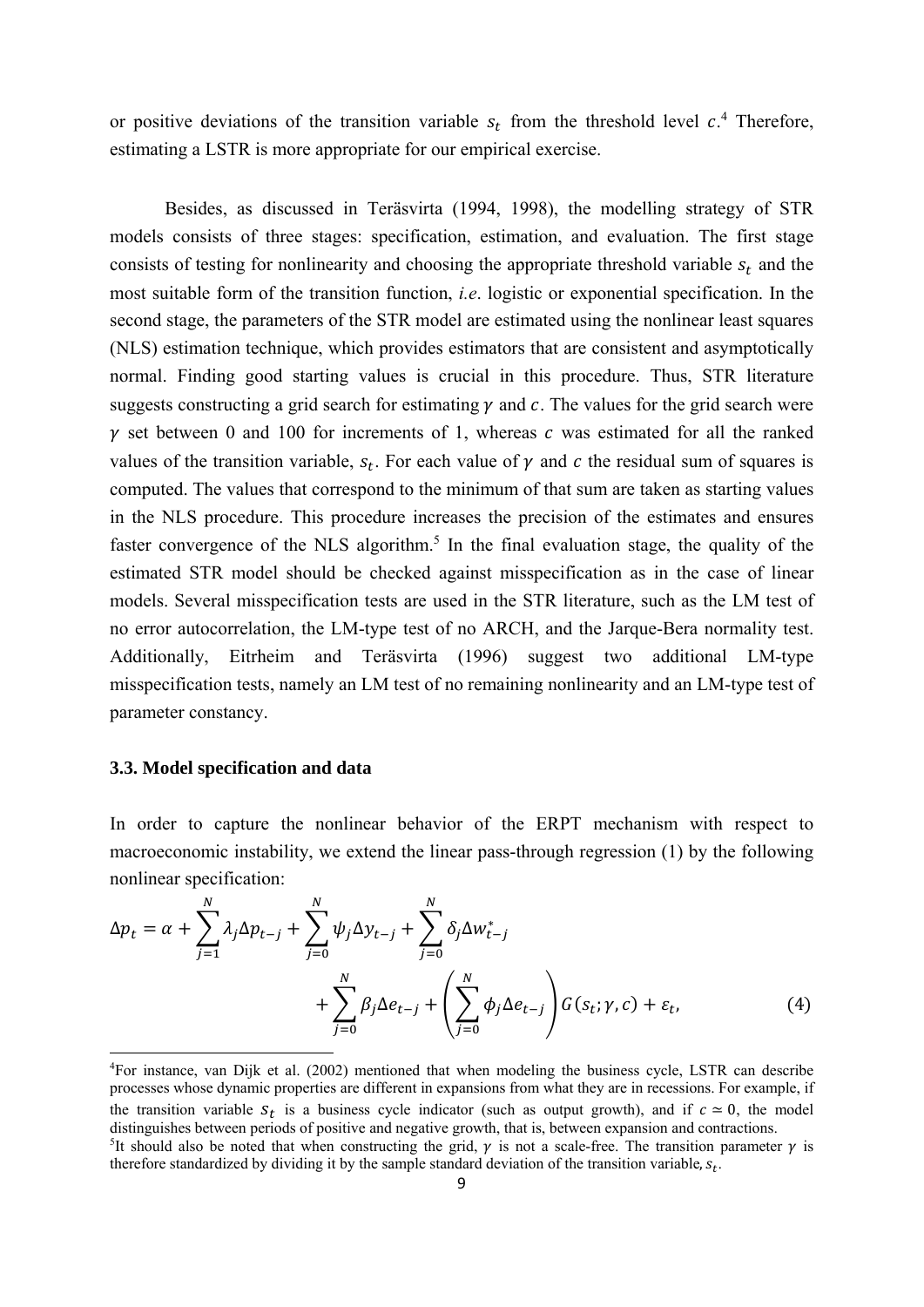or positive deviations of the transition variable $s_t$ from the threshold level $c$.[4] Therefore, estimating a LSTR is more appropriate for our empirical exercise.

Besides, as discussed in Teräsvirta (1994, 1998), the modelling strategy of STR models consists of three stages: specification, estimation, and evaluation. The first stage consists of testing for nonlinearity and choosing the appropriate threshold variable $s_t$ and the most suitable form of the transition function, *i.e*. logistic or exponential specification. In the second stage, the parameters of the STR model are estimated using the nonlinear least squares (NLS) estimation technique, which provides estimators that are consistent and asymptotically normal. Finding good starting values is crucial in this procedure. Thus, STR literature suggests constructing a grid search for estimating $\gamma$ and $c$. The values for the grid search were $\gamma$ set between 0 and 100 for increments of 1, whereas $c$ was estimated for all the ranked values of the transition variable, $s_t$. For each value of $\gamma$ and $c$ the residual sum of squares is computed. The values that correspond to the minimum of that sum are taken as starting values in the NLS procedure. This procedure increases the precision of the estimates and ensures faster convergence of the NLS algorithm.[5] In the final evaluation stage, the quality of the estimated STR model should be checked against misspecification as in the case of linear models. Several misspecification tests are used in the STR literature, such as the LM test of no error autocorrelation, the LM-type test of no ARCH, and the Jarque-Bera normality test. Additionally, Eitrheim and Teräsvirta (1996) suggest two additional LM-type misspecification tests, namely an LM test of no remaining nonlinearity and an LM-type test of parameter constancy.

### 3.3. Model specification and data

In order to capture the nonlinear behavior of the ERPT mechanism with respect to macroeconomic instability, we extend the linear pass-through regression (1) by the following nonlinear specification:

$$\Delta p_t = \alpha + \sum_{j=1}^{N} \lambda_j \Delta p_{t-j} + \sum_{j=0}^{N} \psi_j \Delta y_{t-j} + \sum_{j=0}^{N} \delta_j \Delta w_{t-j}^{*} + \sum_{j=0}^{N} \beta_j \Delta e_{t-j} + \left( \sum_{j=0}^{N} \phi_j \Delta e_{t-j} \right) G(s_t; \gamma, c) + \varepsilon_t, \tag{4}$$

---

[4] For instance, van Dijk et al. (2002) mentioned that when modeling the business cycle, LSTR can describe processes whose dynamic properties are different in expansions from what they are in recessions. For example, if the transition variable $s_t$ is a business cycle indicator (such as output growth), and if $c \simeq 0$, the model distinguishes between periods of positive and negative growth, that is, between expansion and contractions.

[5] It should also be noted that when constructing the grid, $\gamma$ is not a scale-free. The transition parameter $\gamma$ is therefore standardized by dividing it by the sample standard deviation of the transition variable, $s_t$.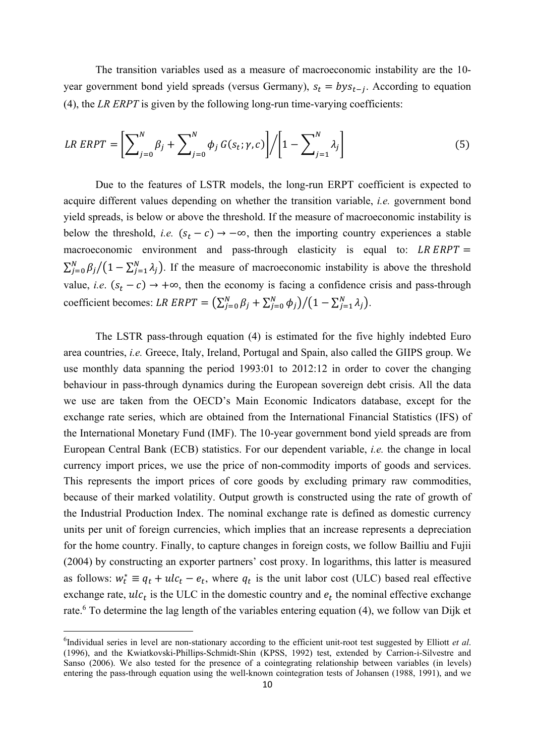The transition variables used as a measure of macroeconomic instability are the 10-year government bond yield spreads (versus Germany), $s_t = bys_{t-j}$. According to equation (4), the *LR ERPT* is given by the following long-run time-varying coefficients:

$$LR\ ERPT = \left[\sum_{j=0}^{N} \beta_j + \sum_{j=0}^{N} \phi_j\, G(s_t;\gamma,c)\right] \Big/ \left[1 - \sum_{j=1}^{N} \lambda_j\right] \tag{5}$$

Due to the features of LSTR models, the long-run ERPT coefficient is expected to acquire different values depending on whether the transition variable, *i.e.* government bond yield spreads, is below or above the threshold. If the measure of macroeconomic instability is below the threshold, *i.e.* $(s_t - c) \rightarrow -\infty$, then the importing country experiences a stable macroeconomic environment and pass-through elasticity is equal to: $LR\,ERPT = \sum_{j=0}^{N} \beta_j / \left(1 - \sum_{j=1}^{N} \lambda_j\right)$. If the measure of macroeconomic instability is above the threshold value, *i.e*. $(s_t - c) \rightarrow +\infty$, then the economy is facing a confidence crisis and pass-through coefficient becomes: $LR\ ERPT = \left(\sum_{j=0}^{N} \beta_j + \sum_{j=0}^{N} \phi_j\right) / \left(1 - \sum_{j=1}^{N} \lambda_j\right)$.

The LSTR pass-through equation (4) is estimated for the five highly indebted Euro area countries, *i.e.* Greece, Italy, Ireland, Portugal and Spain, also called the GIIPS group. We use monthly data spanning the period 1993:01 to 2012:12 in order to cover the changing behaviour in pass-through dynamics during the European sovereign debt crisis. All the data we use are taken from the OECD's Main Economic Indicators database, except for the exchange rate series, which are obtained from the International Financial Statistics (IFS) of the International Monetary Fund (IMF). The 10-year government bond yield spreads are from European Central Bank (ECB) statistics. For our dependent variable, *i.e.* the change in local currency import prices, we use the price of non-commodity imports of goods and services. This represents the import prices of core goods by excluding primary raw commodities, because of their marked volatility. Output growth is constructed using the rate of growth of the Industrial Production Index. The nominal exchange rate is defined as domestic currency units per unit of foreign currencies, which implies that an increase represents a depreciation for the home country. Finally, to capture changes in foreign costs, we follow Bailliu and Fujii (2004) by constructing an exporter partners' cost proxy. In logarithms, this latter is measured as follows: $w_t^* \equiv q_t + ulc_t - e_t$, where $q_t$ is the unit labor cost (ULC) based real effective exchange rate, $ulc_t$ is the ULC in the domestic country and $e_t$ the nominal effective exchange rate.[6] To determine the lag length of the variables entering equation (4), we follow van Dijk et

---

[6]Individual series in level are non-stationary according to the efficient unit-root test suggested by Elliott *et al*. (1996), and the Kwiatkovski-Phillips-Schmidt-Shin (KPSS, 1992) test, extended by Carrion-i-Silvestre and Sanso (2006). We also tested for the presence of a cointegrating relationship between variables (in levels) entering the pass-through equation using the well-known cointegration tests of Johansen (1988, 1991), and we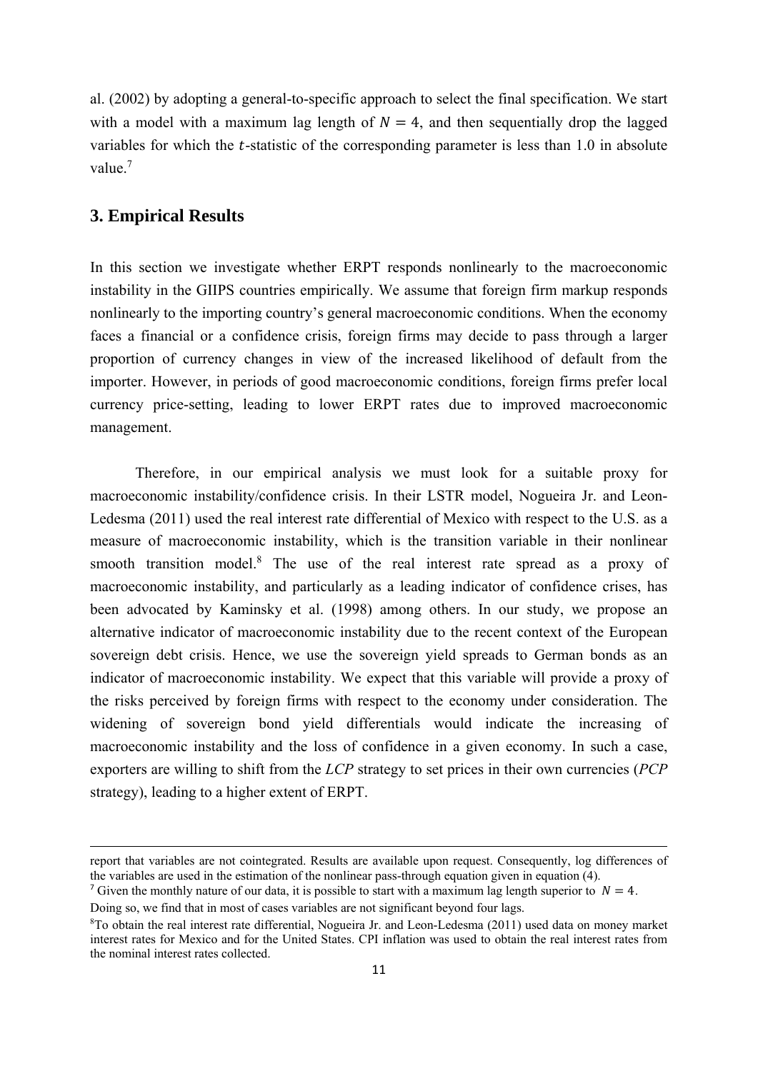al. (2002) by adopting a general-to-specific approach to select the final specification. We start with a model with a maximum lag length of $N = 4$, and then sequentially drop the lagged variables for which the $t$-statistic of the corresponding parameter is less than 1.0 in absolute value.[7]

## 3. Empirical Results

In this section we investigate whether ERPT responds nonlinearly to the macroeconomic instability in the GIIPS countries empirically. We assume that foreign firm markup responds nonlinearly to the importing country's general macroeconomic conditions. When the economy faces a financial or a confidence crisis, foreign firms may decide to pass through a larger proportion of currency changes in view of the increased likelihood of default from the importer. However, in periods of good macroeconomic conditions, foreign firms prefer local currency price-setting, leading to lower ERPT rates due to improved macroeconomic management.

Therefore, in our empirical analysis we must look for a suitable proxy for macroeconomic instability/confidence crisis. In their LSTR model, Nogueira Jr. and Leon-Ledesma (2011) used the real interest rate differential of Mexico with respect to the U.S. as a measure of macroeconomic instability, which is the transition variable in their nonlinear smooth transition model.[8] The use of the real interest rate spread as a proxy of macroeconomic instability, and particularly as a leading indicator of confidence crises, has been advocated by Kaminsky et al. (1998) among others. In our study, we propose an alternative indicator of macroeconomic instability due to the recent context of the European sovereign debt crisis. Hence, we use the sovereign yield spreads to German bonds as an indicator of macroeconomic instability. We expect that this variable will provide a proxy of the risks perceived by foreign firms with respect to the economy under consideration. The widening of sovereign bond yield differentials would indicate the increasing of macroeconomic instability and the loss of confidence in a given economy. In such a case, exporters are willing to shift from the *LCP* strategy to set prices in their own currencies (*PCP* strategy), leading to a higher extent of ERPT.

---

report that variables are not cointegrated. Results are available upon request. Consequently, log differences of the variables are used in the estimation of the nonlinear pass-through equation given in equation (4).

[7] Given the monthly nature of our data, it is possible to start with a maximum lag length superior to $N = 4$. Doing so, we find that in most of cases variables are not significant beyond four lags.

[8] To obtain the real interest rate differential, Nogueira Jr. and Leon-Ledesma (2011) used data on money market interest rates for Mexico and for the United States. CPI inflation was used to obtain the real interest rates from the nominal interest rates collected.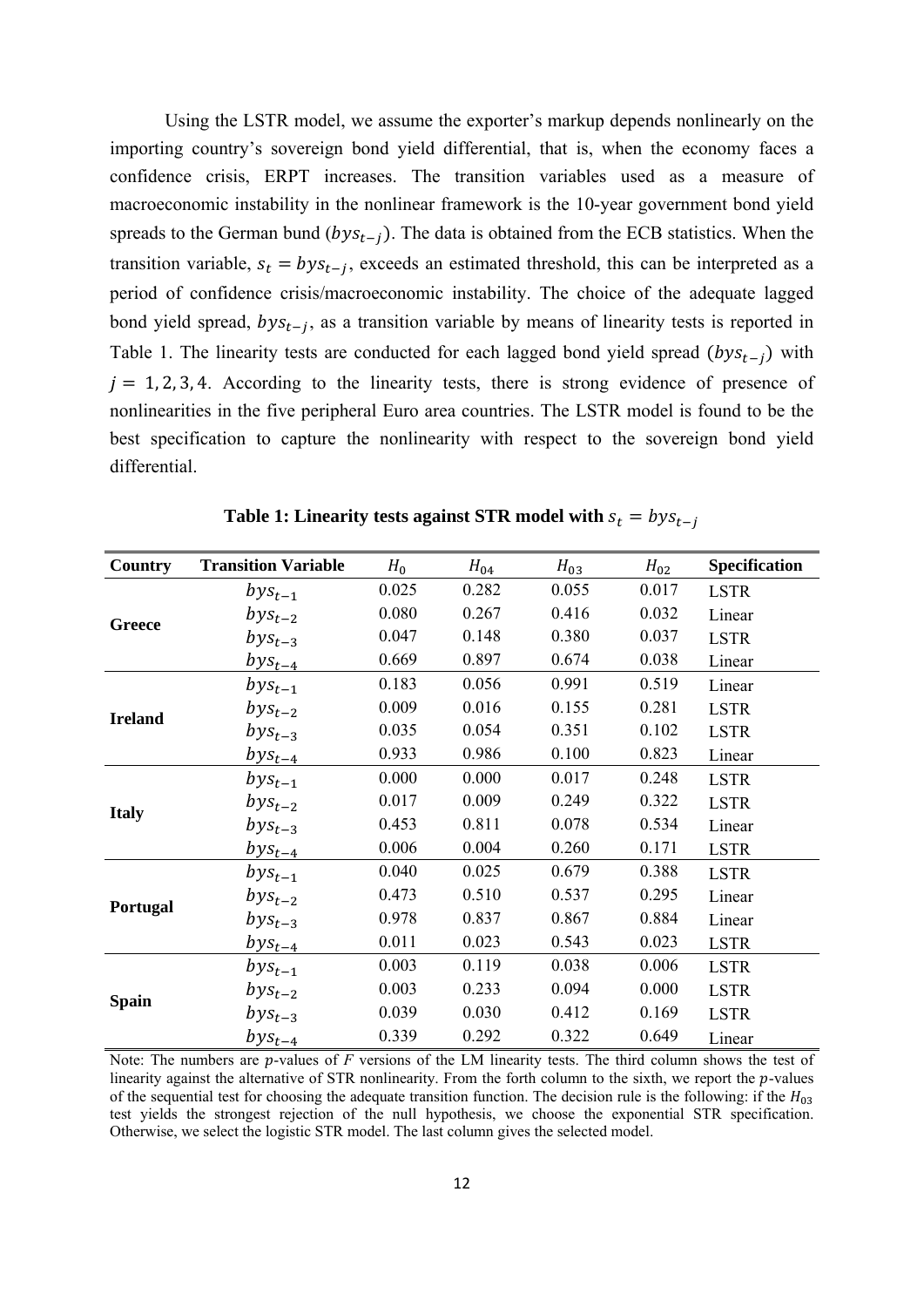Using the LSTR model, we assume the exporter's markup depends nonlinearly on the importing country's sovereign bond yield differential, that is, when the economy faces a confidence crisis, ERPT increases. The transition variables used as a measure of macroeconomic instability in the nonlinear framework is the 10-year government bond yield spreads to the German bund ($bys_{t-j}$). The data is obtained from the ECB statistics. When the transition variable, $s_t = bys_{t-j}$, exceeds an estimated threshold, this can be interpreted as a period of confidence crisis/macroeconomic instability. The choice of the adequate lagged bond yield spread, $bys_{t-j}$, as a transition variable by means of linearity tests is reported in Table 1. The linearity tests are conducted for each lagged bond yield spread ($bys_{t-j}$) with $j = 1, 2, 3, 4$. According to the linearity tests, there is strong evidence of presence of nonlinearities in the five peripheral Euro area countries. The LSTR model is found to be the best specification to capture the nonlinearity with respect to the sovereign bond yield differential.

**Table 1: Linearity tests against STR model with $s_t = bys_{t-j}$**

| Country | Transition Variable | $H_0$ | $H_{04}$ | $H_{03}$ | $H_{02}$ | Specification |
|---|---|---|---|---|---|---|
| Greece | $bys_{t-1}$ | 0.025 | 0.282 | 0.055 | 0.017 | LSTR |
| | $bys_{t-2}$ | 0.080 | 0.267 | 0.416 | 0.032 | Linear |
| | $bys_{t-3}$ | 0.047 | 0.148 | 0.380 | 0.037 | LSTR |
| | $bys_{t-4}$ | 0.669 | 0.897 | 0.674 | 0.038 | Linear |
| Ireland | $bys_{t-1}$ | 0.183 | 0.056 | 0.991 | 0.519 | Linear |
| | $bys_{t-2}$ | 0.009 | 0.016 | 0.155 | 0.281 | LSTR |
| | $bys_{t-3}$ | 0.035 | 0.054 | 0.351 | 0.102 | LSTR |
| | $bys_{t-4}$ | 0.933 | 0.986 | 0.100 | 0.823 | Linear |
| Italy | $bys_{t-1}$ | 0.000 | 0.000 | 0.017 | 0.248 | LSTR |
| | $bys_{t-2}$ | 0.017 | 0.009 | 0.249 | 0.322 | LSTR |
| | $bys_{t-3}$ | 0.453 | 0.811 | 0.078 | 0.534 | Linear |
| | $bys_{t-4}$ | 0.006 | 0.004 | 0.260 | 0.171 | LSTR |
| Portugal | $bys_{t-1}$ | 0.040 | 0.025 | 0.679 | 0.388 | LSTR |
| | $bys_{t-2}$ | 0.473 | 0.510 | 0.537 | 0.295 | Linear |
| | $bys_{t-3}$ | 0.978 | 0.837 | 0.867 | 0.884 | Linear |
| | $bys_{t-4}$ | 0.011 | 0.023 | 0.543 | 0.023 | LSTR |
| Spain | $bys_{t-1}$ | 0.003 | 0.119 | 0.038 | 0.006 | LSTR |
| | $bys_{t-2}$ | 0.003 | 0.233 | 0.094 | 0.000 | LSTR |
| | $bys_{t-3}$ | 0.039 | 0.030 | 0.412 | 0.169 | LSTR |
| | $bys_{t-4}$ | 0.339 | 0.292 | 0.322 | 0.649 | Linear |

Note: The numbers are $p$-values of $F$ versions of the LM linearity tests. The third column shows the test of linearity against the alternative of STR nonlinearity. From the forth column to the sixth, we report the $p$-values of the sequential test for choosing the adequate transition function. The decision rule is the following: if the $H_{03}$ test yields the strongest rejection of the null hypothesis, we choose the exponential STR specification. Otherwise, we select the logistic STR model. The last column gives the selected model.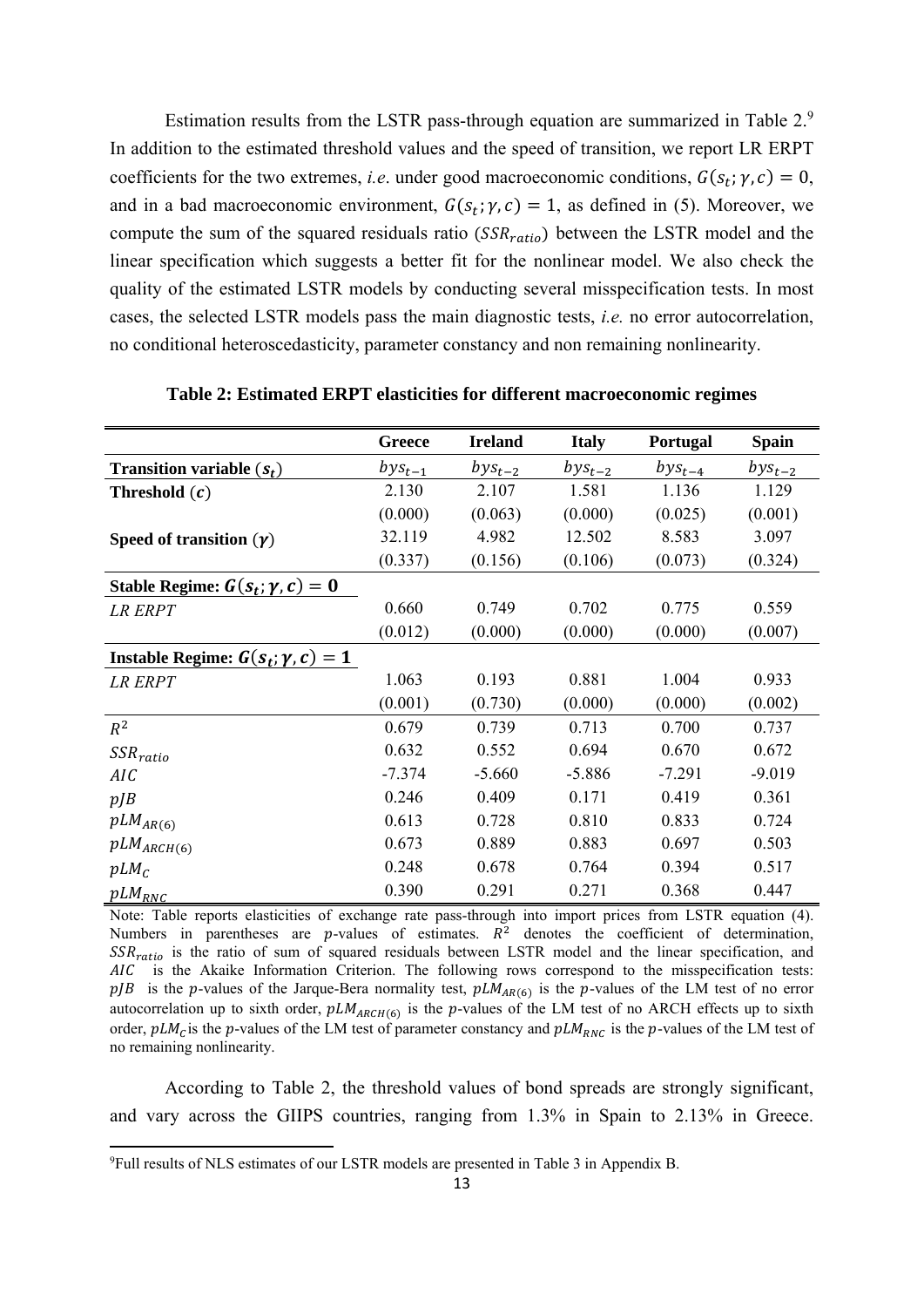Estimation results from the LSTR pass-through equation are summarized in Table 2.[9] In addition to the estimated threshold values and the speed of transition, we report LR ERPT coefficients for the two extremes, *i.e*. under good macroeconomic conditions, $G(s_t; \gamma, c) = 0$, and in a bad macroeconomic environment, $G(s_t; \gamma, c) = 1$, as defined in (5). Moreover, we compute the sum of the squared residuals ratio ($SSR_{ratio}$) between the LSTR model and the linear specification which suggests a better fit for the nonlinear model. We also check the quality of the estimated LSTR models by conducting several misspecification tests. In most cases, the selected LSTR models pass the main diagnostic tests, *i.e.* no error autocorrelation, no conditional heteroscedasticity, parameter constancy and non remaining nonlinearity.

**Table 2: Estimated ERPT elasticities for different macroeconomic regimes**

| | **Greece** | **Ireland** | **Italy** | **Portugal** | **Spain** |
|---|---|---|---|---|---|
| **Transition variable ($s_t$)** | $bys_{t-1}$ | $bys_{t-2}$ | $bys_{t-2}$ | $bys_{t-4}$ | $bys_{t-2}$ |
| **Threshold ($c$)** | 2.130 | 2.107 | 1.581 | 1.136 | 1.129 |
| | (0.000) | (0.063) | (0.000) | (0.025) | (0.001) |
| **Speed of transition ($\gamma$)** | 32.119 | 4.982 | 12.502 | 8.583 | 3.097 |
| | (0.337) | (0.156) | (0.106) | (0.073) | (0.324) |
| **Stable Regime: $G(s_t; \gamma, c) = 0$** | | | | | |
| *LR ERPT* | 0.660 | 0.749 | 0.702 | 0.775 | 0.559 |
| | (0.012) | (0.000) | (0.000) | (0.000) | (0.007) |
| **Instable Regime: $G(s_t; \gamma, c) = 1$** | | | | | |
| *LR ERPT* | 1.063 | 0.193 | 0.881 | 1.004 | 0.933 |
| | (0.001) | (0.730) | (0.000) | (0.000) | (0.002) |
| $R^2$ | 0.679 | 0.739 | 0.713 | 0.700 | 0.737 |
| $SSR_{ratio}$ | 0.632 | 0.552 | 0.694 | 0.670 | 0.672 |
| $AIC$ | -7.374 | -5.660 | -5.886 | -7.291 | -9.019 |
| $pJB$ | 0.246 | 0.409 | 0.171 | 0.419 | 0.361 |
| $pLM_{AR(6)}$ | 0.613 | 0.728 | 0.810 | 0.833 | 0.724 |
| $pLM_{ARCH(6)}$ | 0.673 | 0.889 | 0.883 | 0.697 | 0.503 |
| $pLM_C$ | 0.248 | 0.678 | 0.764 | 0.394 | 0.517 |
| $pLM_{RNC}$ | 0.390 | 0.291 | 0.271 | 0.368 | 0.447 |

Note: Table reports elasticities of exchange rate pass-through into import prices from LSTR equation (4). Numbers in parentheses are $p$-values of estimates. $R^2$ denotes the coefficient of determination, $SSR_{ratio}$ is the ratio of sum of squared residuals between LSTR model and the linear specification, and $AIC$ is the Akaike Information Criterion. The following rows correspond to the misspecification tests: $pJB$ is the $p$-values of the Jarque-Bera normality test, $pLM_{AR(6)}$ is the $p$-values of the LM test of no error autocorrelation up to sixth order, $pLM_{ARCH(6)}$ is the $p$-values of the LM test of no ARCH effects up to sixth order, $pLM_C$ is the $p$-values of the LM test of parameter constancy and $pLM_{RNC}$ is the $p$-values of the LM test of no remaining nonlinearity.

According to Table 2, the threshold values of bond spreads are strongly significant, and vary across the GIIPS countries, ranging from 1.3% in Spain to 2.13% in Greece.

[9] Full results of NLS estimates of our LSTR models are presented in Table 3 in Appendix B.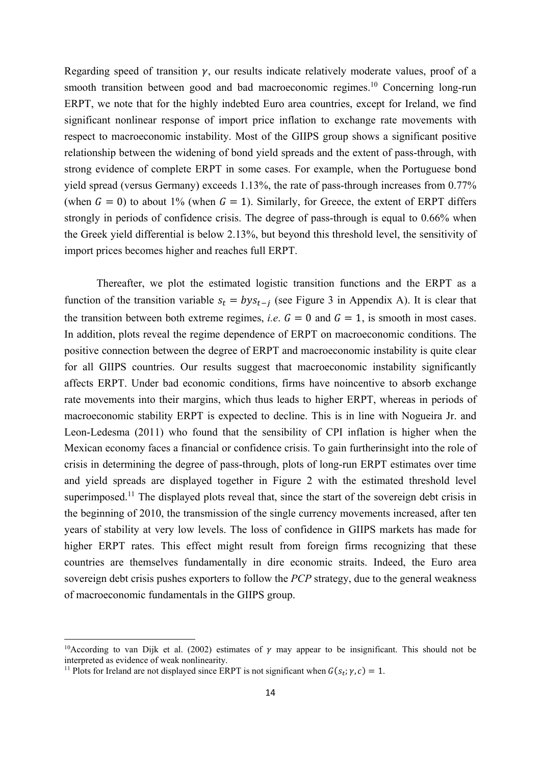Regarding speed of transition $\gamma$, our results indicate relatively moderate values, proof of a smooth transition between good and bad macroeconomic regimes.[10] Concerning long-run ERPT, we note that for the highly indebted Euro area countries, except for Ireland, we find significant nonlinear response of import price inflation to exchange rate movements with respect to macroeconomic instability. Most of the GIIPS group shows a significant positive relationship between the widening of bond yield spreads and the extent of pass-through, with strong evidence of complete ERPT in some cases. For example, when the Portuguese bond yield spread (versus Germany) exceeds 1.13%, the rate of pass-through increases from 0.77% (when $G = 0$) to about 1% (when $G = 1$). Similarly, for Greece, the extent of ERPT differs strongly in periods of confidence crisis. The degree of pass-through is equal to 0.66% when the Greek yield differential is below 2.13%, but beyond this threshold level, the sensitivity of import prices becomes higher and reaches full ERPT.

Thereafter, we plot the estimated logistic transition functions and the ERPT as a function of the transition variable $s_t = bys_{t-j}$ (see Figure 3 in Appendix A). It is clear that the transition between both extreme regimes, *i.e.* $G = 0$ and $G = 1$, is smooth in most cases. In addition, plots reveal the regime dependence of ERPT on macroeconomic conditions. The positive connection between the degree of ERPT and macroeconomic instability is quite clear for all GIIPS countries. Our results suggest that macroeconomic instability significantly affects ERPT. Under bad economic conditions, firms have noincentive to absorb exchange rate movements into their margins, which thus leads to higher ERPT, whereas in periods of macroeconomic stability ERPT is expected to decline. This is in line with Nogueira Jr. and Leon-Ledesma (2011) who found that the sensibility of CPI inflation is higher when the Mexican economy faces a financial or confidence crisis. To gain furtherinsight into the role of crisis in determining the degree of pass-through, plots of long-run ERPT estimates over time and yield spreads are displayed together in Figure 2 with the estimated threshold level superimposed.[11] The displayed plots reveal that, since the start of the sovereign debt crisis in the beginning of 2010, the transmission of the single currency movements increased, after ten years of stability at very low levels. The loss of confidence in GIIPS markets has made for higher ERPT rates. This effect might result from foreign firms recognizing that these countries are themselves fundamentally in dire economic straits. Indeed, the Euro area sovereign debt crisis pushes exporters to follow the *PCP* strategy, due to the general weakness of macroeconomic fundamentals in the GIIPS group.

[10] According to van Dijk et al. (2002) estimates of $\gamma$ may appear to be insignificant. This should not be interpreted as evidence of weak nonlinearity.

[11] Plots for Ireland are not displayed since ERPT is not significant when $G(s_t; \gamma, c) = 1$.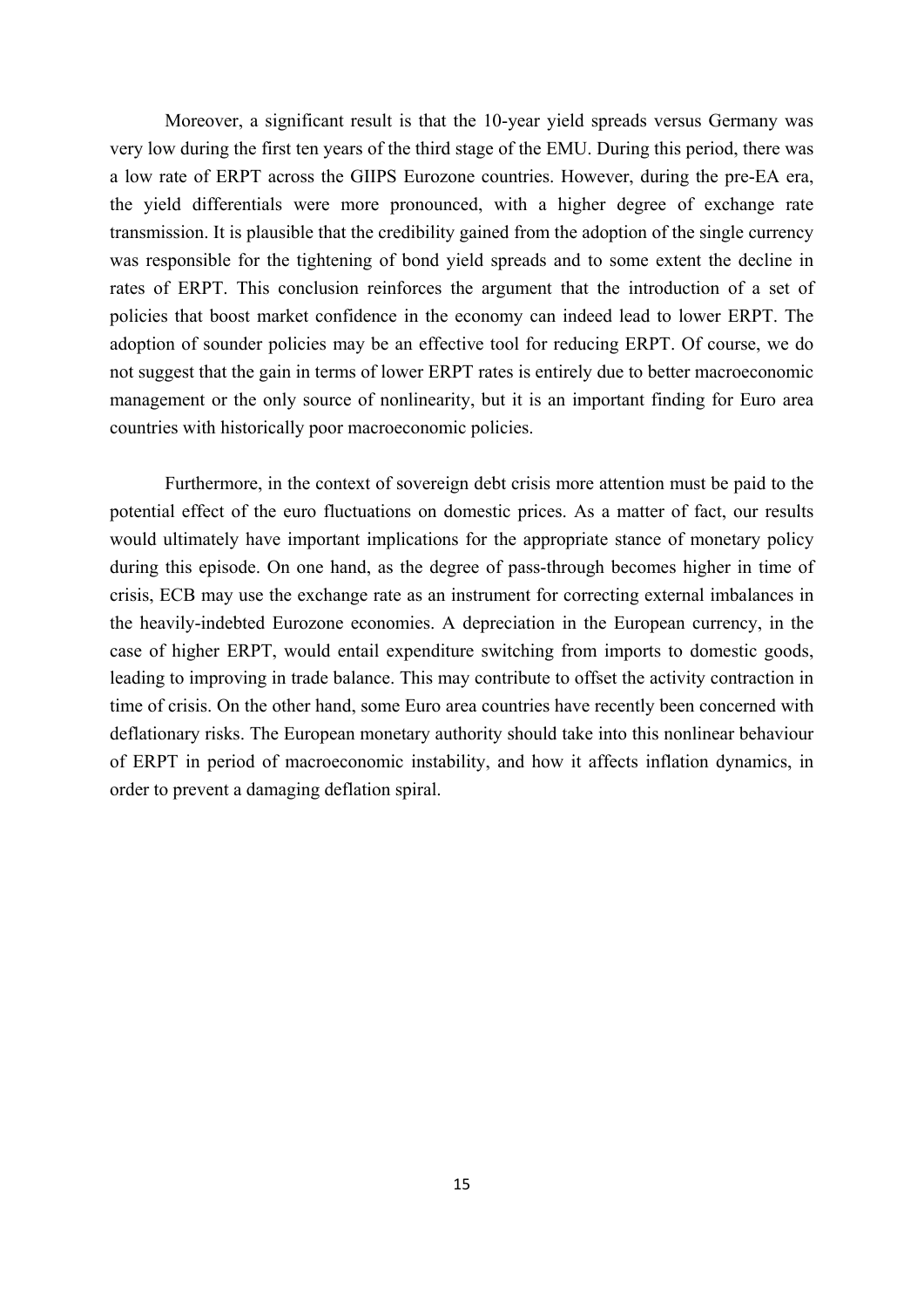Moreover, a significant result is that the 10-year yield spreads versus Germany was very low during the first ten years of the third stage of the EMU. During this period, there was a low rate of ERPT across the GIIPS Eurozone countries. However, during the pre-EA era, the yield differentials were more pronounced, with a higher degree of exchange rate transmission. It is plausible that the credibility gained from the adoption of the single currency was responsible for the tightening of bond yield spreads and to some extent the decline in rates of ERPT. This conclusion reinforces the argument that the introduction of a set of policies that boost market confidence in the economy can indeed lead to lower ERPT. The adoption of sounder policies may be an effective tool for reducing ERPT. Of course, we do not suggest that the gain in terms of lower ERPT rates is entirely due to better macroeconomic management or the only source of nonlinearity, but it is an important finding for Euro area countries with historically poor macroeconomic policies.

Furthermore, in the context of sovereign debt crisis more attention must be paid to the potential effect of the euro fluctuations on domestic prices. As a matter of fact, our results would ultimately have important implications for the appropriate stance of monetary policy during this episode. On one hand, as the degree of pass-through becomes higher in time of crisis, ECB may use the exchange rate as an instrument for correcting external imbalances in the heavily-indebted Eurozone economies. A depreciation in the European currency, in the case of higher ERPT, would entail expenditure switching from imports to domestic goods, leading to improving in trade balance. This may contribute to offset the activity contraction in time of crisis. On the other hand, some Euro area countries have recently been concerned with deflationary risks. The European monetary authority should take into this nonlinear behaviour of ERPT in period of macroeconomic instability, and how it affects inflation dynamics, in order to prevent a damaging deflation spiral.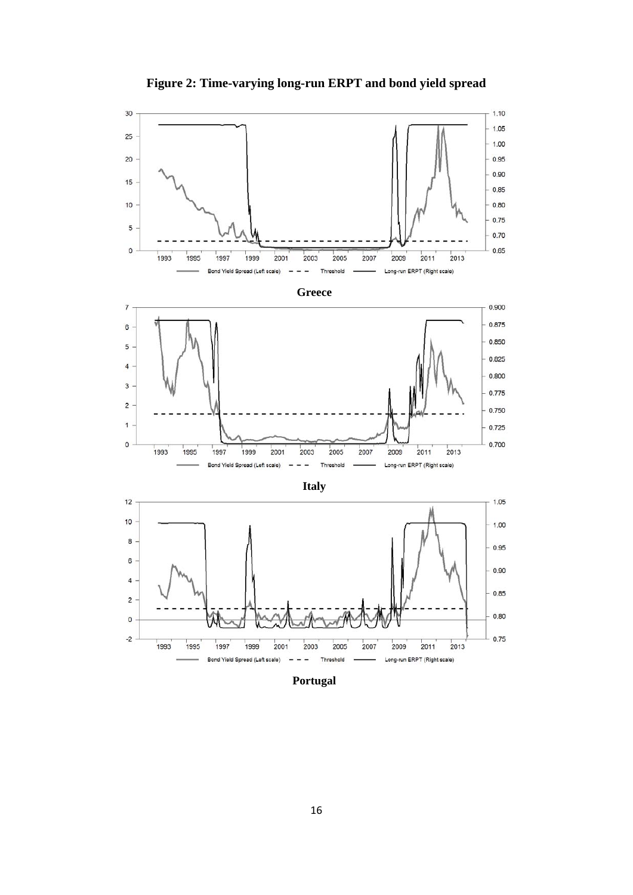**Figure 2: Time-varying long-run ERPT and bond yield spread**

**Greece**

**Italy**

**Portugal**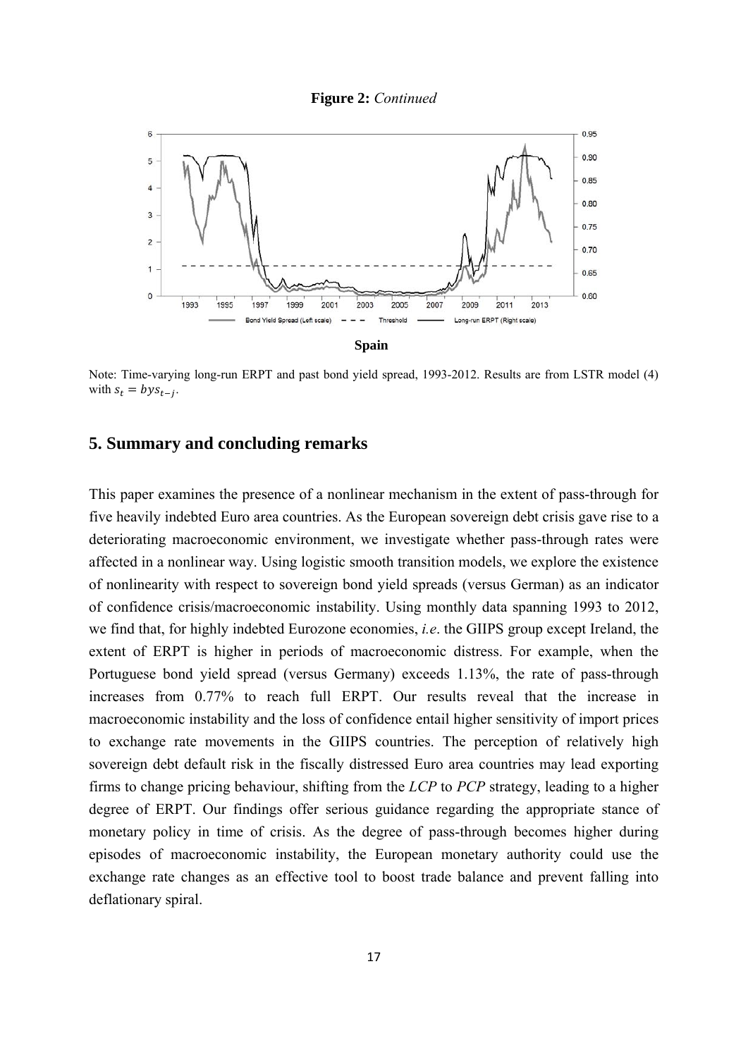**Figure 2:** *Continued*

**Spain**

Note: Time-varying long-run ERPT and past bond yield spread, 1993-2012. Results are from LSTR model (4) with $s_t = bys_{t-j}$.

## 5. Summary and concluding remarks

This paper examines the presence of a nonlinear mechanism in the extent of pass-through for five heavily indebted Euro area countries. As the European sovereign debt crisis gave rise to a deteriorating macroeconomic environment, we investigate whether pass-through rates were affected in a nonlinear way. Using logistic smooth transition models, we explore the existence of nonlinearity with respect to sovereign bond yield spreads (versus German) as an indicator of confidence crisis/macroeconomic instability. Using monthly data spanning 1993 to 2012, we find that, for highly indebted Eurozone economies, *i.e*. the GIIPS group except Ireland, the extent of ERPT is higher in periods of macroeconomic distress. For example, when the Portuguese bond yield spread (versus Germany) exceeds 1.13%, the rate of pass-through increases from 0.77% to reach full ERPT. Our results reveal that the increase in macroeconomic instability and the loss of confidence entail higher sensitivity of import prices to exchange rate movements in the GIIPS countries. The perception of relatively high sovereign debt default risk in the fiscally distressed Euro area countries may lead exporting firms to change pricing behaviour, shifting from the *LCP* to *PCP* strategy, leading to a higher degree of ERPT. Our findings offer serious guidance regarding the appropriate stance of monetary policy in time of crisis. As the degree of pass-through becomes higher during episodes of macroeconomic instability, the European monetary authority could use the exchange rate changes as an effective tool to boost trade balance and prevent falling into deflationary spiral.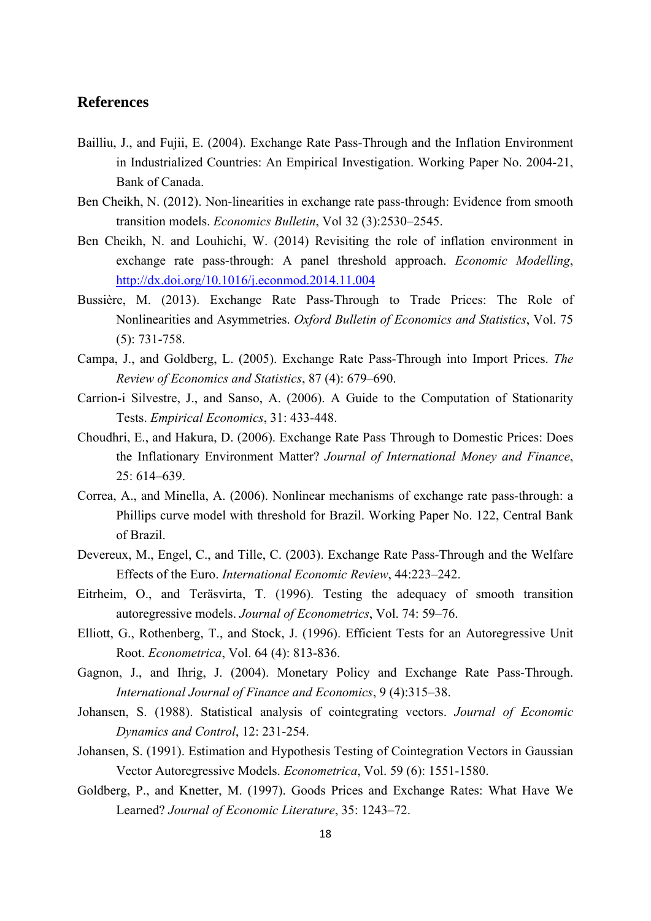## References

Bailliu, J., and Fujii, E. (2004). Exchange Rate Pass-Through and the Inflation Environment in Industrialized Countries: An Empirical Investigation. Working Paper No. 2004-21, Bank of Canada.

Ben Cheikh, N. (2012). Non-linearities in exchange rate pass-through: Evidence from smooth transition models. *Economics Bulletin*, Vol 32 (3):2530–2545.

Ben Cheikh, N. and Louhichi, W. (2014) Revisiting the role of inflation environment in exchange rate pass-through: A panel threshold approach. *Economic Modelling*, http://dx.doi.org/10.1016/j.econmod.2014.11.004

Bussière, M. (2013). Exchange Rate Pass-Through to Trade Prices: The Role of Nonlinearities and Asymmetries. *Oxford Bulletin of Economics and Statistics*, Vol. 75 (5): 731-758.

Campa, J., and Goldberg, L. (2005). Exchange Rate Pass-Through into Import Prices. *The Review of Economics and Statistics*, 87 (4): 679–690.

Carrion-i Silvestre, J., and Sanso, A. (2006). A Guide to the Computation of Stationarity Tests. *Empirical Economics*, 31: 433-448.

Choudhri, E., and Hakura, D. (2006). Exchange Rate Pass Through to Domestic Prices: Does the Inflationary Environment Matter? *Journal of International Money and Finance*, 25: 614–639.

Correa, A., and Minella, A. (2006). Nonlinear mechanisms of exchange rate pass-through: a Phillips curve model with threshold for Brazil. Working Paper No. 122, Central Bank of Brazil.

Devereux, M., Engel, C., and Tille, C. (2003). Exchange Rate Pass-Through and the Welfare Effects of the Euro. *International Economic Review*, 44:223–242.

Eitrheim, O., and Teräsvirta, T. (1996). Testing the adequacy of smooth transition autoregressive models. *Journal of Econometrics*, Vol. 74: 59–76.

Elliott, G., Rothenberg, T., and Stock, J. (1996). Efficient Tests for an Autoregressive Unit Root. *Econometrica*, Vol. 64 (4): 813-836.

Gagnon, J., and Ihrig, J. (2004). Monetary Policy and Exchange Rate Pass-Through. *International Journal of Finance and Economics*, 9 (4):315–38.

Johansen, S. (1988). Statistical analysis of cointegrating vectors. *Journal of Economic Dynamics and Control*, 12: 231-254.

Johansen, S. (1991). Estimation and Hypothesis Testing of Cointegration Vectors in Gaussian Vector Autoregressive Models. *Econometrica*, Vol. 59 (6): 1551-1580.

Goldberg, P., and Knetter, M. (1997). Goods Prices and Exchange Rates: What Have We Learned? *Journal of Economic Literature*, 35: 1243–72.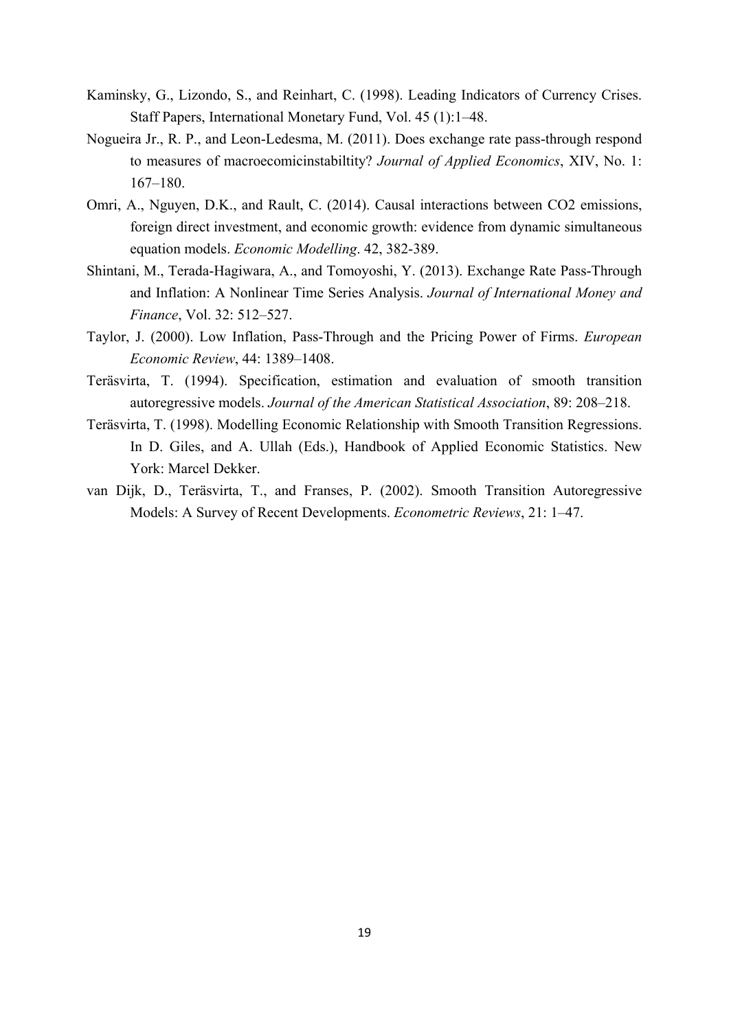Kaminsky, G., Lizondo, S., and Reinhart, C. (1998). Leading Indicators of Currency Crises. Staff Papers, International Monetary Fund, Vol. 45 (1):1–48.

Nogueira Jr., R. P., and Leon-Ledesma, M. (2011). Does exchange rate pass-through respond to measures of macroecomicinstabiltity? *Journal of Applied Economics*, XIV, No. 1: 167–180.

Omri, A., Nguyen, D.K., and Rault, C. (2014). Causal interactions between CO2 emissions, foreign direct investment, and economic growth: evidence from dynamic simultaneous equation models. *Economic Modelling*. 42, 382-389.

Shintani, M., Terada-Hagiwara, A., and Tomoyoshi, Y. (2013). Exchange Rate Pass-Through and Inflation: A Nonlinear Time Series Analysis. *Journal of International Money and Finance*, Vol. 32: 512–527.

Taylor, J. (2000). Low Inflation, Pass-Through and the Pricing Power of Firms. *European Economic Review*, 44: 1389–1408.

Teräsvirta, T. (1994). Specification, estimation and evaluation of smooth transition autoregressive models. *Journal of the American Statistical Association*, 89: 208–218.

Teräsvirta, T. (1998). Modelling Economic Relationship with Smooth Transition Regressions. In D. Giles, and A. Ullah (Eds.), Handbook of Applied Economic Statistics. New York: Marcel Dekker.

van Dijk, D., Teräsvirta, T., and Franses, P. (2002). Smooth Transition Autoregressive Models: A Survey of Recent Developments. *Econometric Reviews*, 21: 1–47.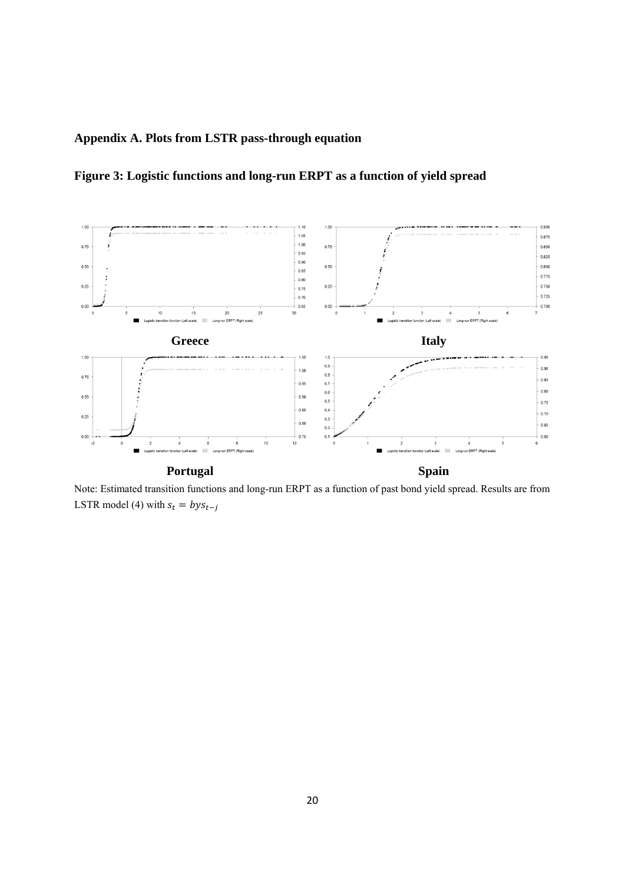## Appendix A. Plots from LSTR pass-through equation

### Figure 3: Logistic functions and long-run ERPT as a function of yield spread

**Greece** **Italy**

**Portugal** **Spain**

Note: Estimated transition functions and long-run ERPT as a function of past bond yield spread. Results are from LSTR model (4) with $s_t = bys_{t-j}$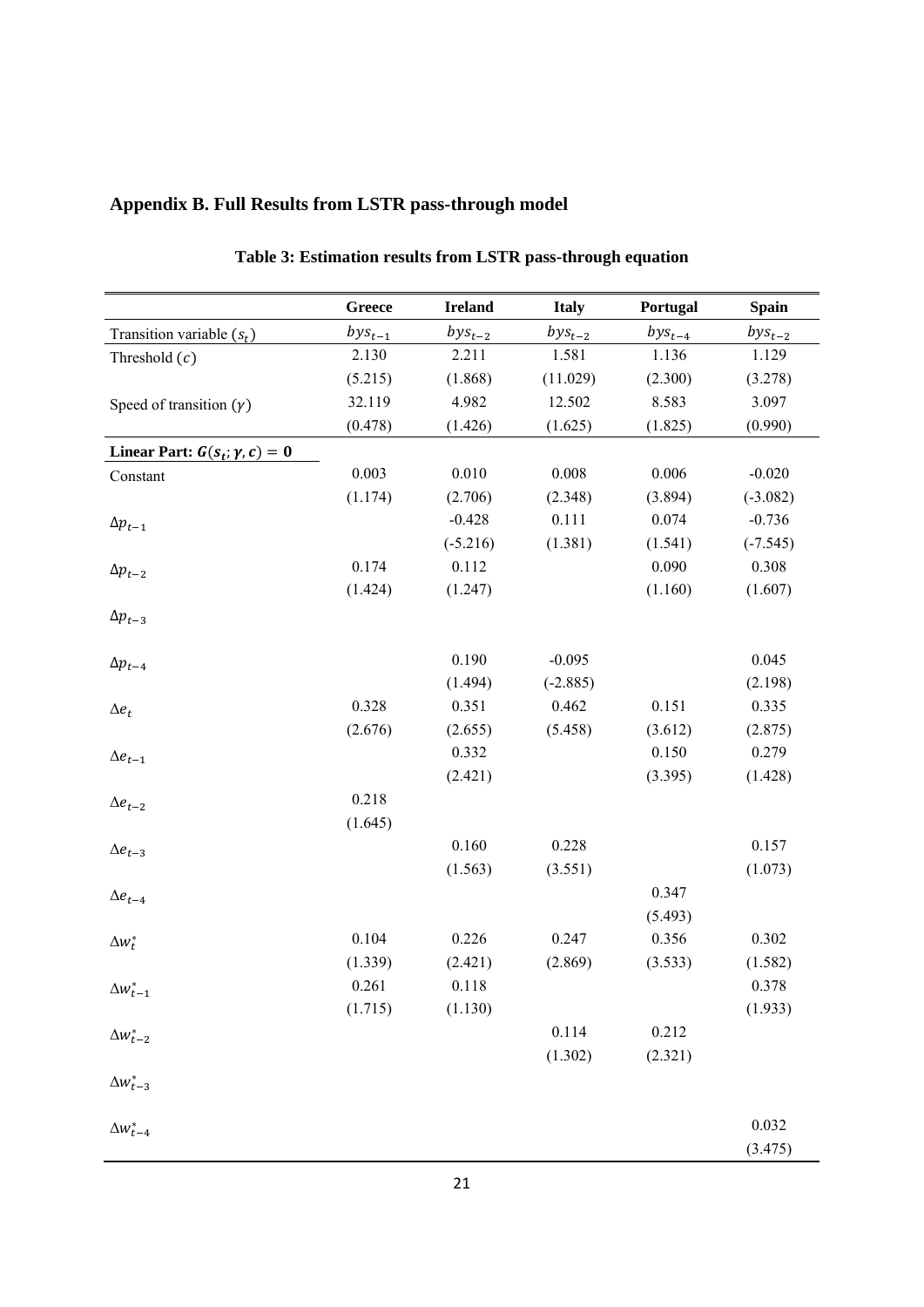## Appendix B. Full Results from LSTR pass-through model

**Table 3: Estimation results from LSTR pass-through equation**

| | Greece | Ireland | Italy | Portugal | Spain |
|---|---|---|---|---|---|
| Transition variable ($s_t$) | $bys_{t-1}$ | $bys_{t-2}$ | $bys_{t-2}$ | $bys_{t-4}$ | $bys_{t-2}$ |
| Threshold ($c$) | 2.130 | 2.211 | 1.581 | 1.136 | 1.129 |
| | (5.215) | (1.868) | (11.029) | (2.300) | (3.278) |
| Speed of transition ($\gamma$) | 32.119 | 4.982 | 12.502 | 8.583 | 3.097 |
| | (0.478) | (1.426) | (1.625) | (1.825) | (0.990) |
| **Linear Part: $G(s_t; \gamma, c) = 0$** | | | | | |
| Constant | 0.003 | 0.010 | 0.008 | 0.006 | -0.020 |
| | (1.174) | (2.706) | (2.348) | (3.894) | (-3.082) |
| $\Delta p_{t-1}$ | | -0.428 | 0.111 | 0.074 | -0.736 |
| | | (-5.216) | (1.381) | (1.541) | (-7.545) |
| $\Delta p_{t-2}$ | 0.174 | 0.112 | | 0.090 | 0.308 |
| | (1.424) | (1.247) | | (1.160) | (1.607) |
| $\Delta p_{t-3}$ | | | | | |
| $\Delta p_{t-4}$ | | 0.190 | -0.095 | | 0.045 |
| | | (1.494) | (-2.885) | | (2.198) |
| $\Delta e_t$ | 0.328 | 0.351 | 0.462 | 0.151 | 0.335 |
| | (2.676) | (2.655) | (5.458) | (3.612) | (2.875) |
| $\Delta e_{t-1}$ | | 0.332 | | 0.150 | 0.279 |
| | | (2.421) | | (3.395) | (1.428) |
| $\Delta e_{t-2}$ | 0.218 | | | | |
| | (1.645) | | | | |
| $\Delta e_{t-3}$ | | 0.160 | 0.228 | | 0.157 |
| | | (1.563) | (3.551) | | (1.073) |
| $\Delta e_{t-4}$ | | | | 0.347 | |
| | | | | (5.493) | |
| $\Delta w_t^*$ | 0.104 | 0.226 | 0.247 | 0.356 | 0.302 |
| | (1.339) | (2.421) | (2.869) | (3.533) | (1.582) |
| $\Delta w_{t-1}^*$ | 0.261 | 0.118 | | | 0.378 |
| | (1.715) | (1.130) | | | (1.933) |
| $\Delta w_{t-2}^*$ | | | 0.114 | 0.212 | |
| | | | (1.302) | (2.321) | |
| $\Delta w_{t-3}^*$ | | | | | |
| $\Delta w_{t-4}^*$ | | | | | 0.032 |
| | | | | | (3.475) |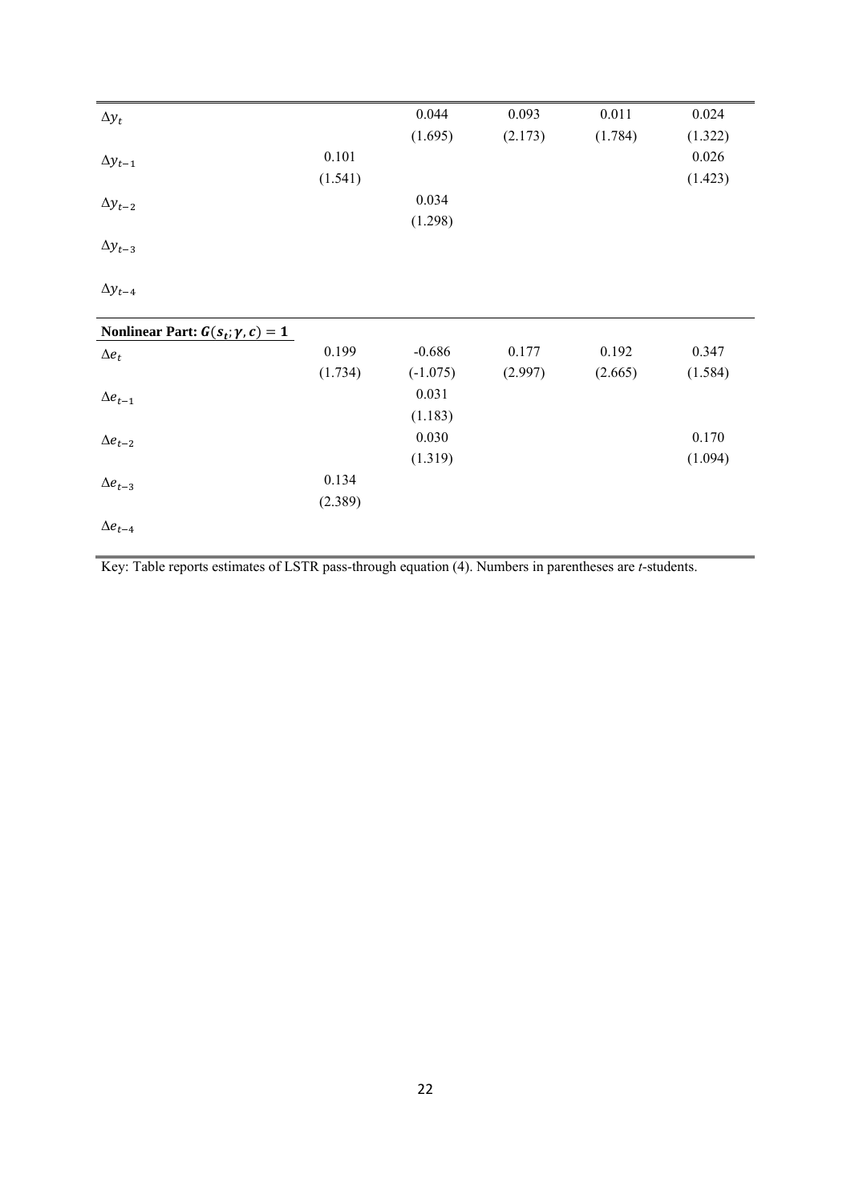| | | | | | |
|---|---|---|---|---|---|
| $\Delta y_t$ | | 0.044 | 0.093 | 0.011 | 0.024 |
| | | (1.695) | (2.173) | (1.784) | (1.322) |
| $\Delta y_{t-1}$ | 0.101 | | | | 0.026 |
| | (1.541) | | | | (1.423) |
| $\Delta y_{t-2}$ | | 0.034 | | | |
| | | (1.298) | | | |
| $\Delta y_{t-3}$ | | | | | |
| $\Delta y_{t-4}$ | | | | | |
| **Nonlinear Part: $G(s_t; \gamma, c) = 1$** | | | | | |
| $\Delta e_t$ | 0.199 | -0.686 | 0.177 | 0.192 | 0.347 |
| | (1.734) | (-1.075) | (2.997) | (2.665) | (1.584) |
| $\Delta e_{t-1}$ | | 0.031 | | | |
| | | (1.183) | | | |
| $\Delta e_{t-2}$ | | 0.030 | | | 0.170 |
| | | (1.319) | | | (1.094) |
| $\Delta e_{t-3}$ | 0.134 | | | | |
| | (2.389) | | | | |
| $\Delta e_{t-4}$ | | | | | |

Key: Table reports estimates of LSTR pass-through equation (4). Numbers in parentheses are *t*-students.